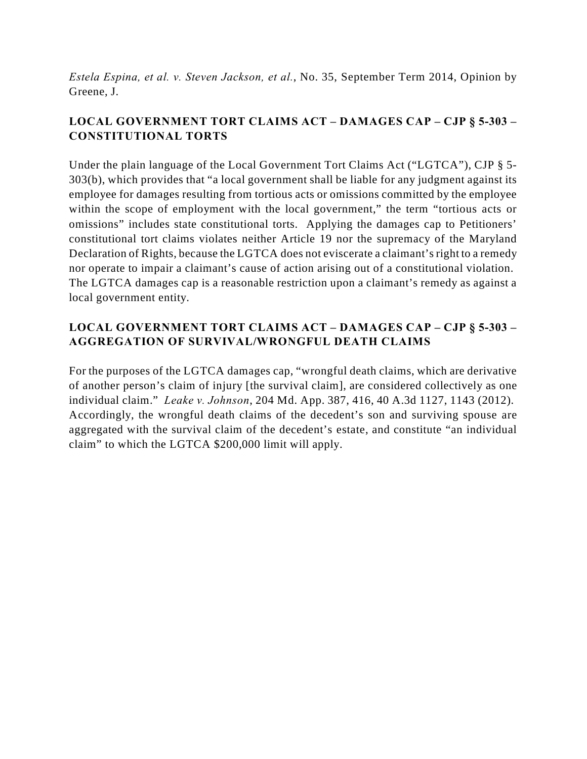*Estela Espina, et al. v. Steven Jackson, et al.*, No. 35, September Term 2014, Opinion by Greene, J.

**LOCAL GOVERNMENT TORT CLAIMS ACT – DAMAGES CAP – CJP § 5-303 – CONSTITUTIONAL TORTS**

Under the plain language of the Local Government Tort Claims Act ("LGTCA"), CJP § 5-303(b), which provides that "a local government shall be liable for any judgment against its employee for damages resulting from tortious acts or omissions committed by the employee within the scope of employment with the local government," the term "tortious acts or omissions" includes state constitutional torts. Applying the damages cap to Petitioners' constitutional tort claims violates neither Article 19 nor the supremacy of the Maryland Declaration of Rights, because the LGTCA does not eviscerate a claimant's right to a remedy nor operate to impair a claimant's cause of action arising out of a constitutional violation. The LGTCA damages cap is a reasonable restriction upon a claimant's remedy as against a local government entity.

**LOCAL GOVERNMENT TORT CLAIMS ACT – DAMAGES CAP – CJP § 5-303 – AGGREGATION OF SURVIVAL/WRONGFUL DEATH CLAIMS**

For the purposes of the LGTCA damages cap, "wrongful death claims, which are derivative of another person's claim of injury [the survival claim], are considered collectively as one individual claim." *Leake v. Johnson*, 204 Md. App. 387, 416, 40 A.3d 1127, 1143 (2012). Accordingly, the wrongful death claims of the decedent's son and surviving spouse are aggregated with the survival claim of the decedent's estate, and constitute "an individual claim" to which the LGTCA $200,000 limit will apply.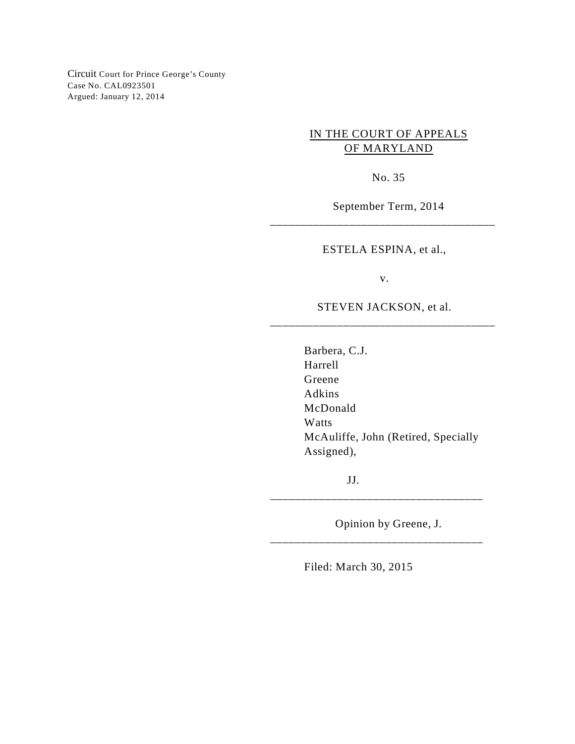Circuit Court for Prince George's County
Case No. CAL0923501
Argued: January 12, 2014

IN THE COURT OF APPEALS
OF MARYLAND

No. 35

September Term, 2014

---

ESTELA ESPINA, et al.,

v.

STEVEN JACKSON, et al.

---

Barbera, C.J.
Harrell
Greene
Adkins
McDonald
Watts
McAuliffe, John (Retired, Specially Assigned),

JJ.

---

Opinion by Greene, J.

---

Filed: March 30, 2015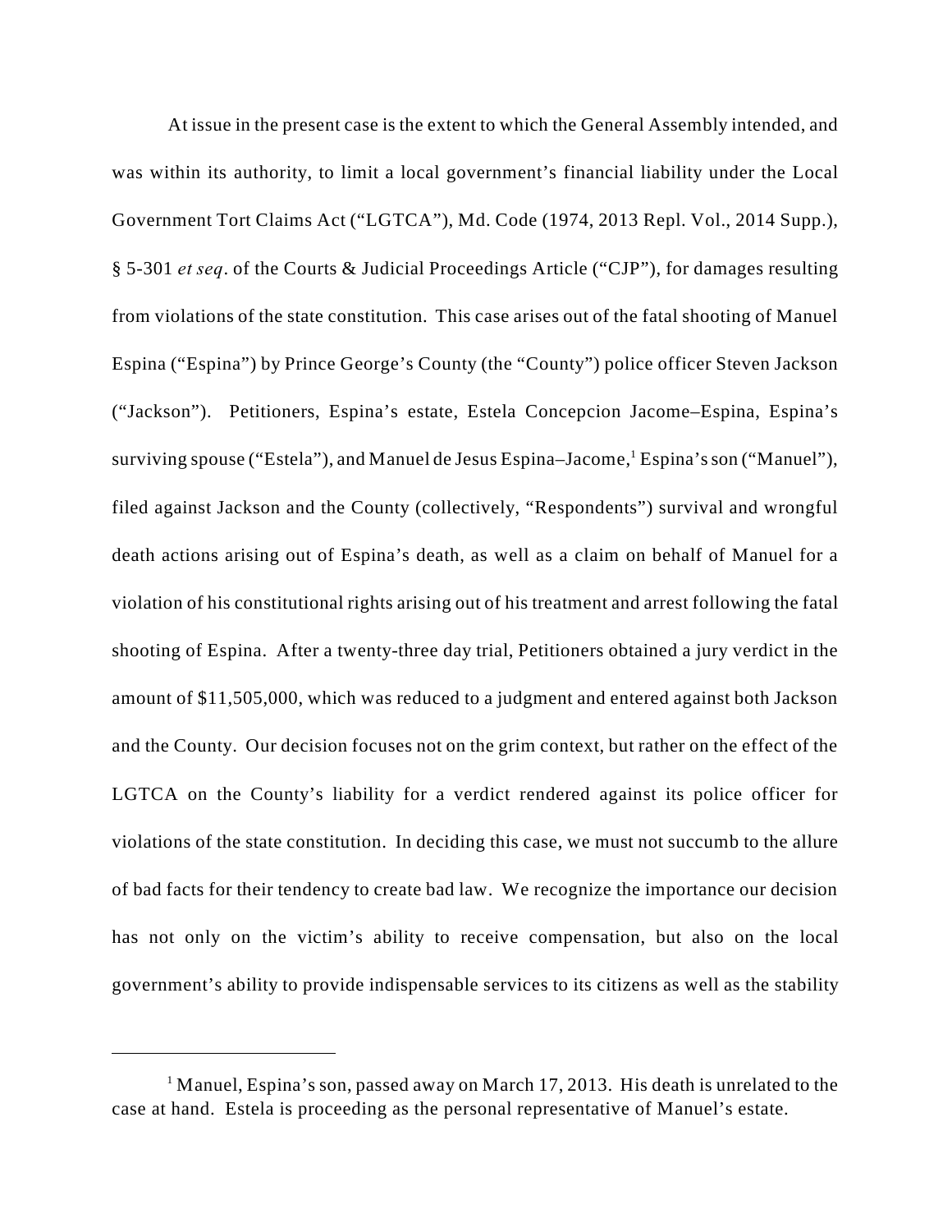At issue in the present case is the extent to which the General Assembly intended, and was within its authority, to limit a local government's financial liability under the Local Government Tort Claims Act ("LGTCA"), Md. Code (1974, 2013 Repl. Vol., 2014 Supp.), § 5-301 *et seq*. of the Courts & Judicial Proceedings Article ("CJP"), for damages resulting from violations of the state constitution. This case arises out of the fatal shooting of Manuel Espina ("Espina") by Prince George's County (the "County") police officer Steven Jackson ("Jackson"). Petitioners, Espina's estate, Estela Concepcion Jacome–Espina, Espina's surviving spouse ("Estela"), and Manuel de Jesus Espina–Jacome,[1] Espina's son ("Manuel"), filed against Jackson and the County (collectively, "Respondents") survival and wrongful death actions arising out of Espina's death, as well as a claim on behalf of Manuel for a violation of his constitutional rights arising out of his treatment and arrest following the fatal shooting of Espina. After a twenty-three day trial, Petitioners obtained a jury verdict in the amount of $11,505,000, which was reduced to a judgment and entered against both Jackson and the County. Our decision focuses not on the grim context, but rather on the effect of the LGTCA on the County's liability for a verdict rendered against its police officer for violations of the state constitution. In deciding this case, we must not succumb to the allure of bad facts for their tendency to create bad law. We recognize the importance our decision has not only on the victim's ability to receive compensation, but also on the local government's ability to provide indispensable services to its citizens as well as the stability

---

[1] Manuel, Espina's son, passed away on March 17, 2013. His death is unrelated to the case at hand. Estela is proceeding as the personal representative of Manuel's estate.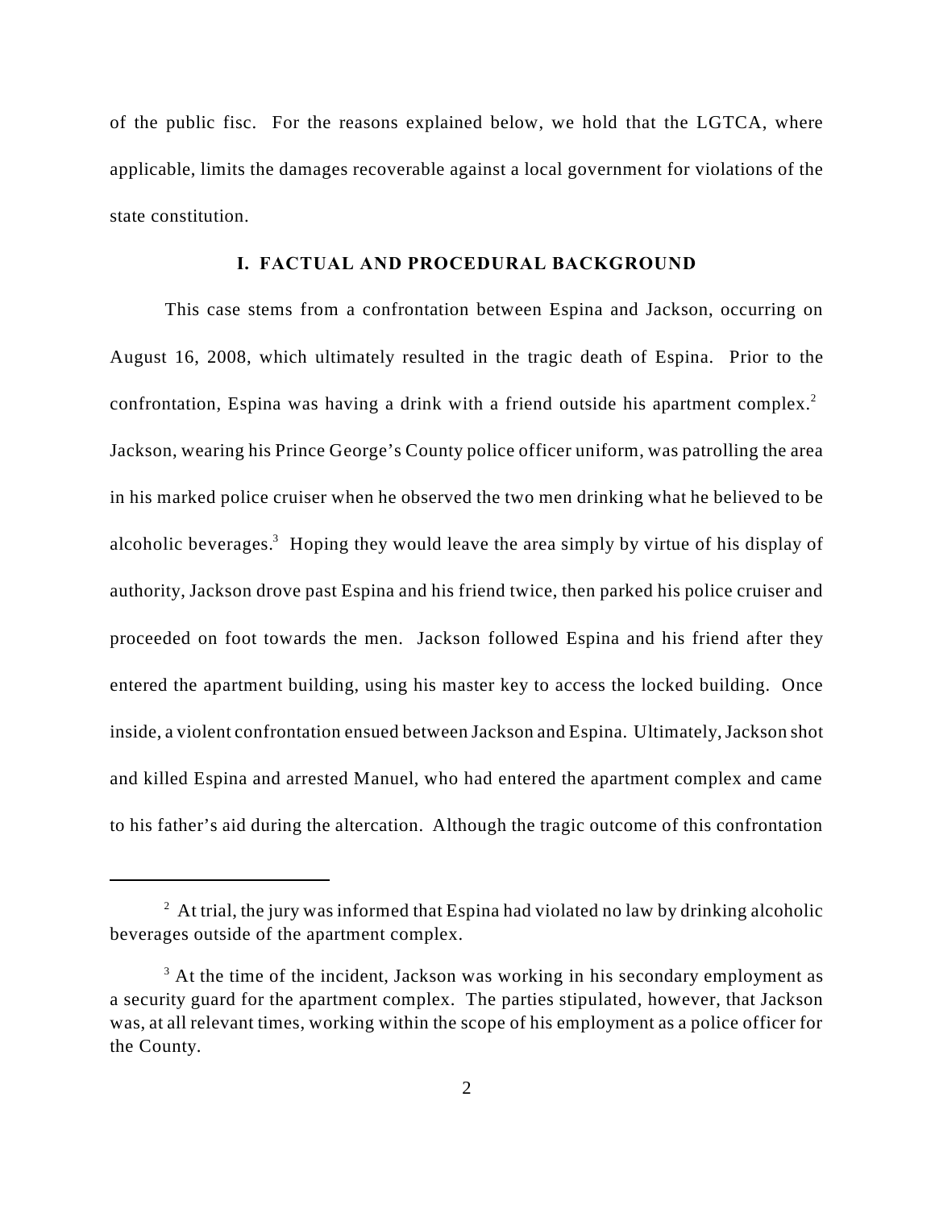of the public fisc. For the reasons explained below, we hold that the LGTCA, where applicable, limits the damages recoverable against a local government for violations of the state constitution.

## I. FACTUAL AND PROCEDURAL BACKGROUND

This case stems from a confrontation between Espina and Jackson, occurring on August 16, 2008, which ultimately resulted in the tragic death of Espina. Prior to the confrontation, Espina was having a drink with a friend outside his apartment complex.[2] Jackson, wearing his Prince George's County police officer uniform, was patrolling the area in his marked police cruiser when he observed the two men drinking what he believed to be alcoholic beverages.[3] Hoping they would leave the area simply by virtue of his display of authority, Jackson drove past Espina and his friend twice, then parked his police cruiser and proceeded on foot towards the men. Jackson followed Espina and his friend after they entered the apartment building, using his master key to access the locked building. Once inside, a violent confrontation ensued between Jackson and Espina. Ultimately, Jackson shot and killed Espina and arrested Manuel, who had entered the apartment complex and came to his father's aid during the altercation. Although the tragic outcome of this confrontation

---

[2] At trial, the jury was informed that Espina had violated no law by drinking alcoholic beverages outside of the apartment complex.

[3] At the time of the incident, Jackson was working in his secondary employment as a security guard for the apartment complex. The parties stipulated, however, that Jackson was, at all relevant times, working within the scope of his employment as a police officer for the County.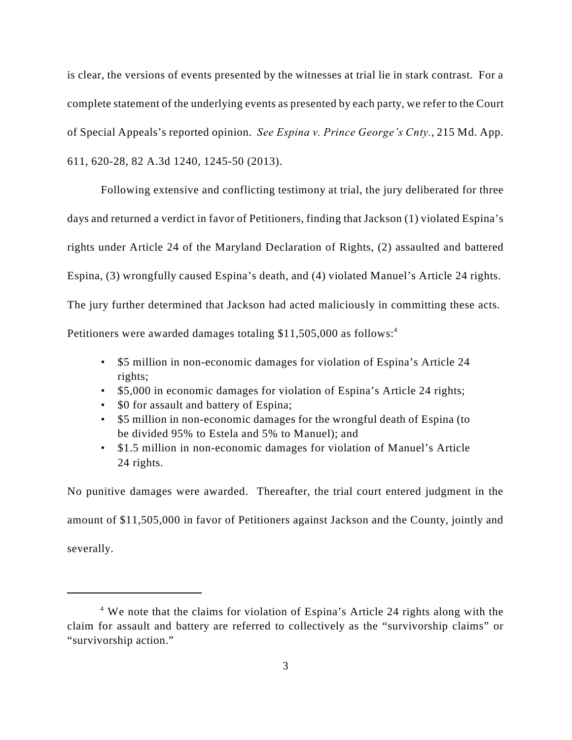is clear, the versions of events presented by the witnesses at trial lie in stark contrast. For a complete statement of the underlying events as presented by each party, we refer to the Court of Special Appeals's reported opinion. *See Espina v. Prince George's Cnty.*, 215 Md. App. 611, 620-28, 82 A.3d 1240, 1245-50 (2013).

Following extensive and conflicting testimony at trial, the jury deliberated for three days and returned a verdict in favor of Petitioners, finding that Jackson (1) violated Espina's rights under Article 24 of the Maryland Declaration of Rights, (2) assaulted and battered Espina, (3) wrongfully caused Espina's death, and (4) violated Manuel's Article 24 rights. The jury further determined that Jackson had acted maliciously in committing these acts. Petitioners were awarded damages totaling $11,505,000 as follows:[4]

- $5 million in non-economic damages for violation of Espina's Article 24 rights;
- $5,000 in economic damages for violation of Espina's Article 24 rights;
- $0 for assault and battery of Espina;
- $5 million in non-economic damages for the wrongful death of Espina (to be divided 95% to Estela and 5% to Manuel); and
- $1.5 million in non-economic damages for violation of Manuel's Article 24 rights.

No punitive damages were awarded. Thereafter, the trial court entered judgment in the amount of $11,505,000 in favor of Petitioners against Jackson and the County, jointly and severally.

---

[4] We note that the claims for violation of Espina's Article 24 rights along with the claim for assault and battery are referred to collectively as the "survivorship claims" or "survivorship action."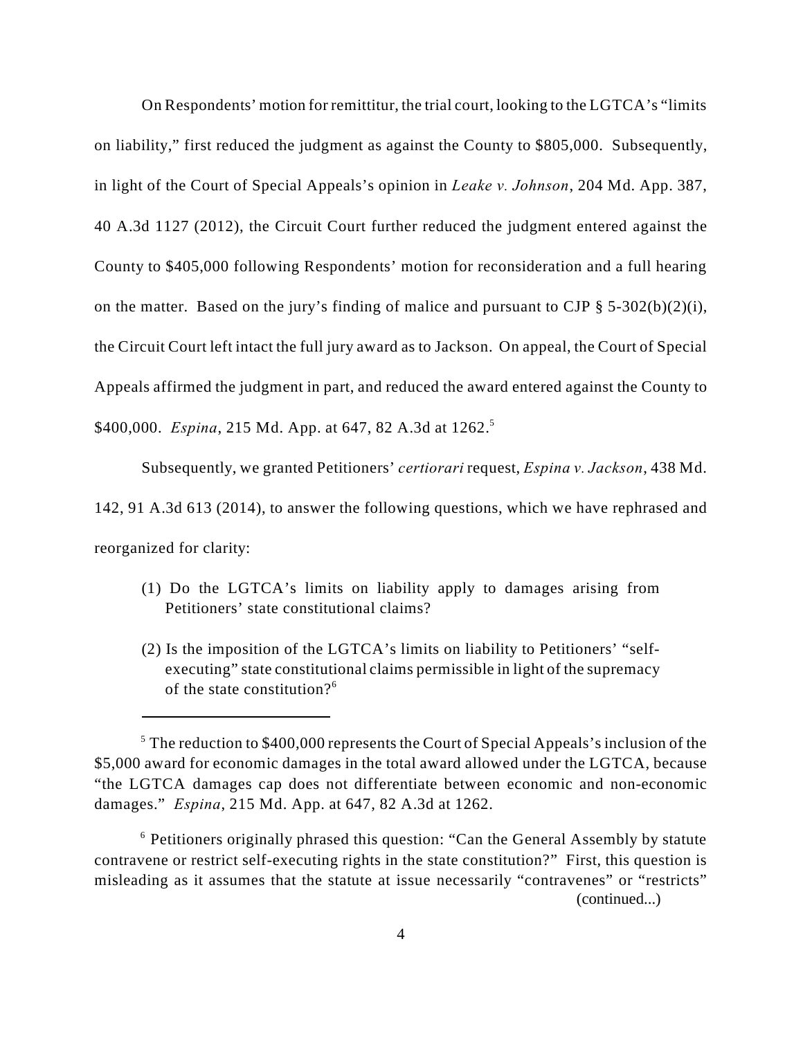On Respondents' motion for remittitur, the trial court, looking to the LGTCA's "limits on liability," first reduced the judgment as against the County to \$805,000. Subsequently, in light of the Court of Special Appeals's opinion in *Leake v. Johnson*, 204 Md. App. 387, 40 A.3d 1127 (2012), the Circuit Court further reduced the judgment entered against the County to \$405,000 following Respondents' motion for reconsideration and a full hearing on the matter. Based on the jury's finding of malice and pursuant to CJP § 5-302(b)(2)(i), the Circuit Court left intact the full jury award as to Jackson. On appeal, the Court of Special Appeals affirmed the judgment in part, and reduced the award entered against the County to \$400,000. *Espina*, 215 Md. App. at 647, 82 A.3d at 1262.[5]

Subsequently, we granted Petitioners' *certiorari* request, *Espina v. Jackson*, 438 Md. 142, 91 A.3d 613 (2014), to answer the following questions, which we have rephrased and reorganized for clarity:

> (1) Do the LGTCA's limits on liability apply to damages arising from Petitioners' state constitutional claims?
>
> (2) Is the imposition of the LGTCA's limits on liability to Petitioners' "self-executing" state constitutional claims permissible in light of the supremacy of the state constitution?[6]

---

[5] The reduction to \$400,000 represents the Court of Special Appeals's inclusion of the \$5,000 award for economic damages in the total award allowed under the LGTCA, because "the LGTCA damages cap does not differentiate between economic and non-economic damages." *Espina*, 215 Md. App. at 647, 82 A.3d at 1262.

[6] Petitioners originally phrased this question: "Can the General Assembly by statute contravene or restrict self-executing rights in the state constitution?" First, this question is misleading as it assumes that the statute at issue necessarily "contravenes" or "restricts" (continued...)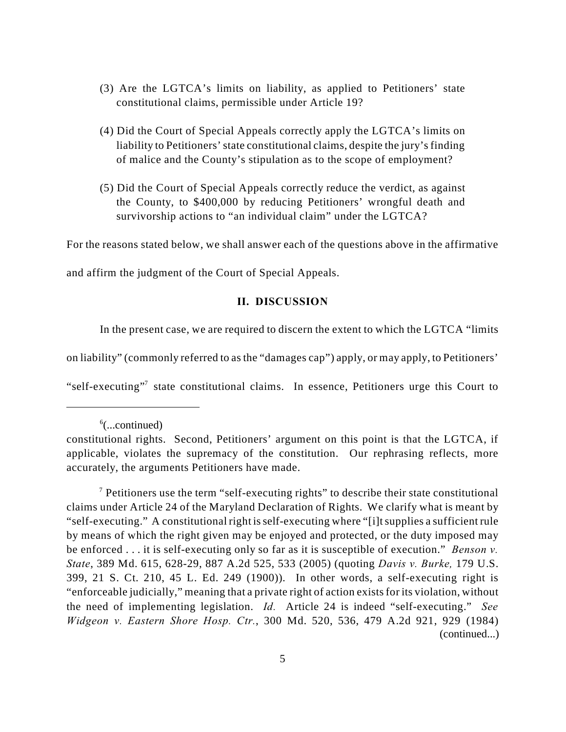(3) Are the LGTCA's limits on liability, as applied to Petitioners' state constitutional claims, permissible under Article 19?

(4) Did the Court of Special Appeals correctly apply the LGTCA's limits on liability to Petitioners' state constitutional claims, despite the jury's finding of malice and the County's stipulation as to the scope of employment?

(5) Did the Court of Special Appeals correctly reduce the verdict, as against the County, to $400,000 by reducing Petitioners' wrongful death and survivorship actions to "an individual claim" under the LGTCA?

For the reasons stated below, we shall answer each of the questions above in the affirmative and affirm the judgment of the Court of Special Appeals.

## II. DISCUSSION

In the present case, we are required to discern the extent to which the LGTCA "limits on liability" (commonly referred to as the "damages cap") apply, or may apply, to Petitioners' "self-executing"[7] state constitutional claims. In essence, Petitioners urge this Court to

---

[6](...continued)
constitutional rights. Second, Petitioners' argument on this point is that the LGTCA, if applicable, violates the supremacy of the constitution. Our rephrasing reflects, more accurately, the arguments Petitioners have made.

[7] Petitioners use the term "self-executing rights" to describe their state constitutional claims under Article 24 of the Maryland Declaration of Rights. We clarify what is meant by "self-executing." A constitutional right is self-executing where "[i]t supplies a sufficient rule by means of which the right given may be enjoyed and protected, or the duty imposed may be enforced . . . it is self-executing only so far as it is susceptible of execution." *Benson v. State*, 389 Md. 615, 628-29, 887 A.2d 525, 533 (2005) (quoting *Davis v. Burke,* 179 U.S. 399, 21 S. Ct. 210, 45 L. Ed. 249 (1900)). In other words, a self-executing right is "enforceable judicially," meaning that a private right of action exists for its violation, without the need of implementing legislation. *Id.* Article 24 is indeed "self-executing." *See Widgeon v. Eastern Shore Hosp. Ctr.*, 300 Md. 520, 536, 479 A.2d 921, 929 (1984) (continued...)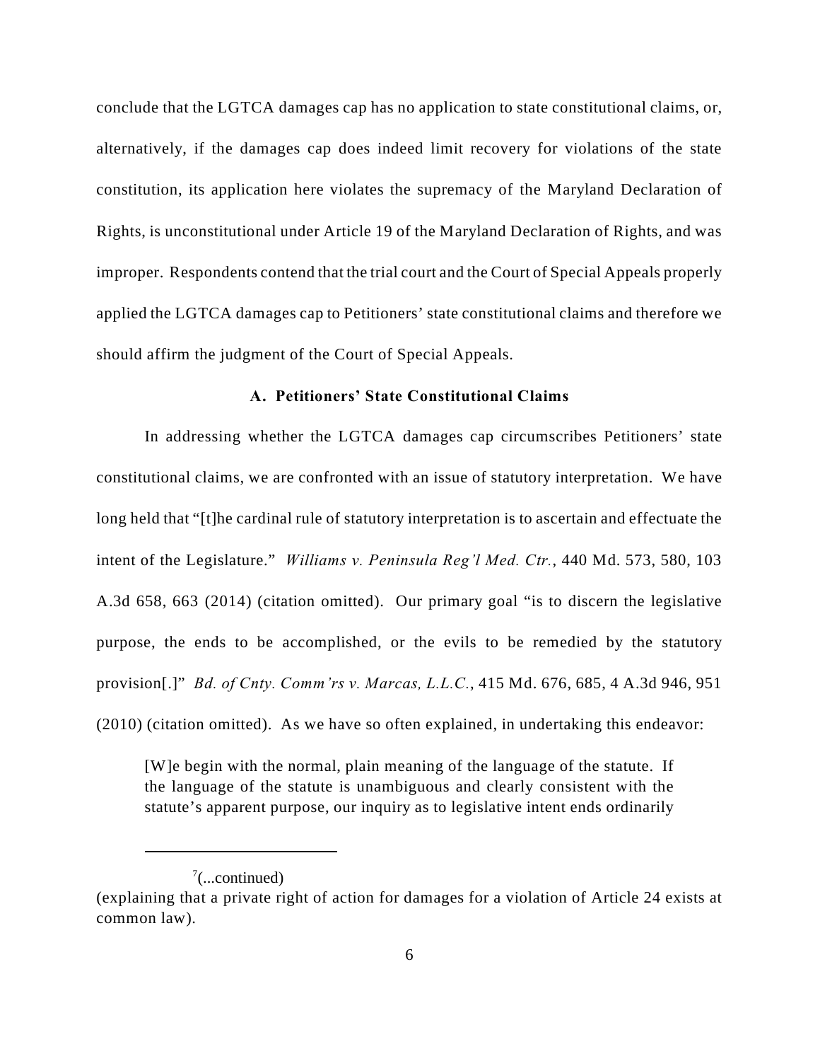conclude that the LGTCA damages cap has no application to state constitutional claims, or, alternatively, if the damages cap does indeed limit recovery for violations of the state constitution, its application here violates the supremacy of the Maryland Declaration of Rights, is unconstitutional under Article 19 of the Maryland Declaration of Rights, and was improper. Respondents contend that the trial court and the Court of Special Appeals properly applied the LGTCA damages cap to Petitioners' state constitutional claims and therefore we should affirm the judgment of the Court of Special Appeals.

### A. Petitioners' State Constitutional Claims

In addressing whether the LGTCA damages cap circumscribes Petitioners' state constitutional claims, we are confronted with an issue of statutory interpretation. We have long held that "[t]he cardinal rule of statutory interpretation is to ascertain and effectuate the intent of the Legislature." *Williams v. Peninsula Reg'l Med. Ctr.*, 440 Md. 573, 580, 103 A.3d 658, 663 (2014) (citation omitted). Our primary goal "is to discern the legislative purpose, the ends to be accomplished, or the evils to be remedied by the statutory provision[.]" *Bd. of Cnty. Comm'rs v. Marcas, L.L.C.*, 415 Md. 676, 685, 4 A.3d 946, 951 (2010) (citation omitted). As we have so often explained, in undertaking this endeavor:

> [W]e begin with the normal, plain meaning of the language of the statute. If the language of the statute is unambiguous and clearly consistent with the statute's apparent purpose, our inquiry as to legislative intent ends ordinarily

---

[7](...continued)
(explaining that a private right of action for damages for a violation of Article 24 exists at common law).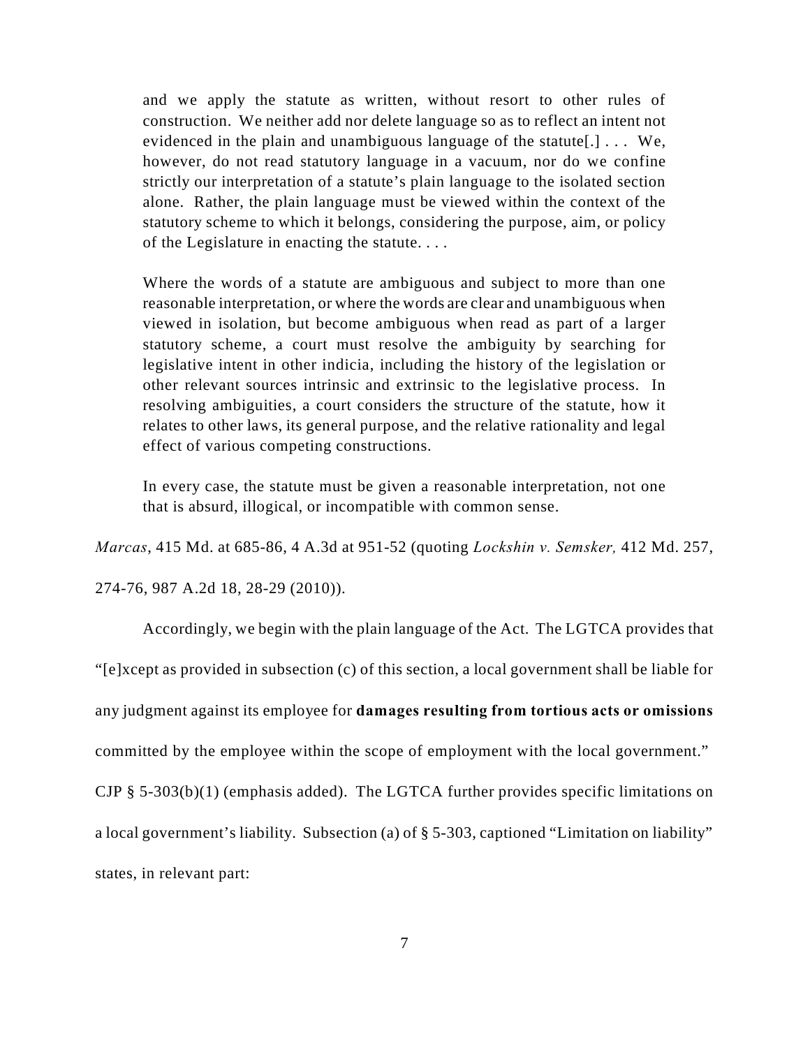> and we apply the statute as written, without resort to other rules of construction. We neither add nor delete language so as to reflect an intent not evidenced in the plain and unambiguous language of the statute[.] . . . We, however, do not read statutory language in a vacuum, nor do we confine strictly our interpretation of a statute's plain language to the isolated section alone. Rather, the plain language must be viewed within the context of the statutory scheme to which it belongs, considering the purpose, aim, or policy of the Legislature in enacting the statute. . . .
>
> Where the words of a statute are ambiguous and subject to more than one reasonable interpretation, or where the words are clear and unambiguous when viewed in isolation, but become ambiguous when read as part of a larger statutory scheme, a court must resolve the ambiguity by searching for legislative intent in other indicia, including the history of the legislation or other relevant sources intrinsic and extrinsic to the legislative process. In resolving ambiguities, a court considers the structure of the statute, how it relates to other laws, its general purpose, and the relative rationality and legal effect of various competing constructions.
>
> In every case, the statute must be given a reasonable interpretation, not one that is absurd, illogical, or incompatible with common sense.

*Marcas*, 415 Md. at 685-86, 4 A.3d at 951-52 (quoting *Lockshin v. Semsker,* 412 Md. 257, 274-76, 987 A.2d 18, 28-29 (2010)).

Accordingly, we begin with the plain language of the Act. The LGTCA provides that "[e]xcept as provided in subsection (c) of this section, a local government shall be liable for any judgment against its employee for **damages resulting from tortious acts or omissions** committed by the employee within the scope of employment with the local government." CJP § 5-303(b)(1) (emphasis added). The LGTCA further provides specific limitations on a local government's liability. Subsection (a) of § 5-303, captioned "Limitation on liability" states, in relevant part: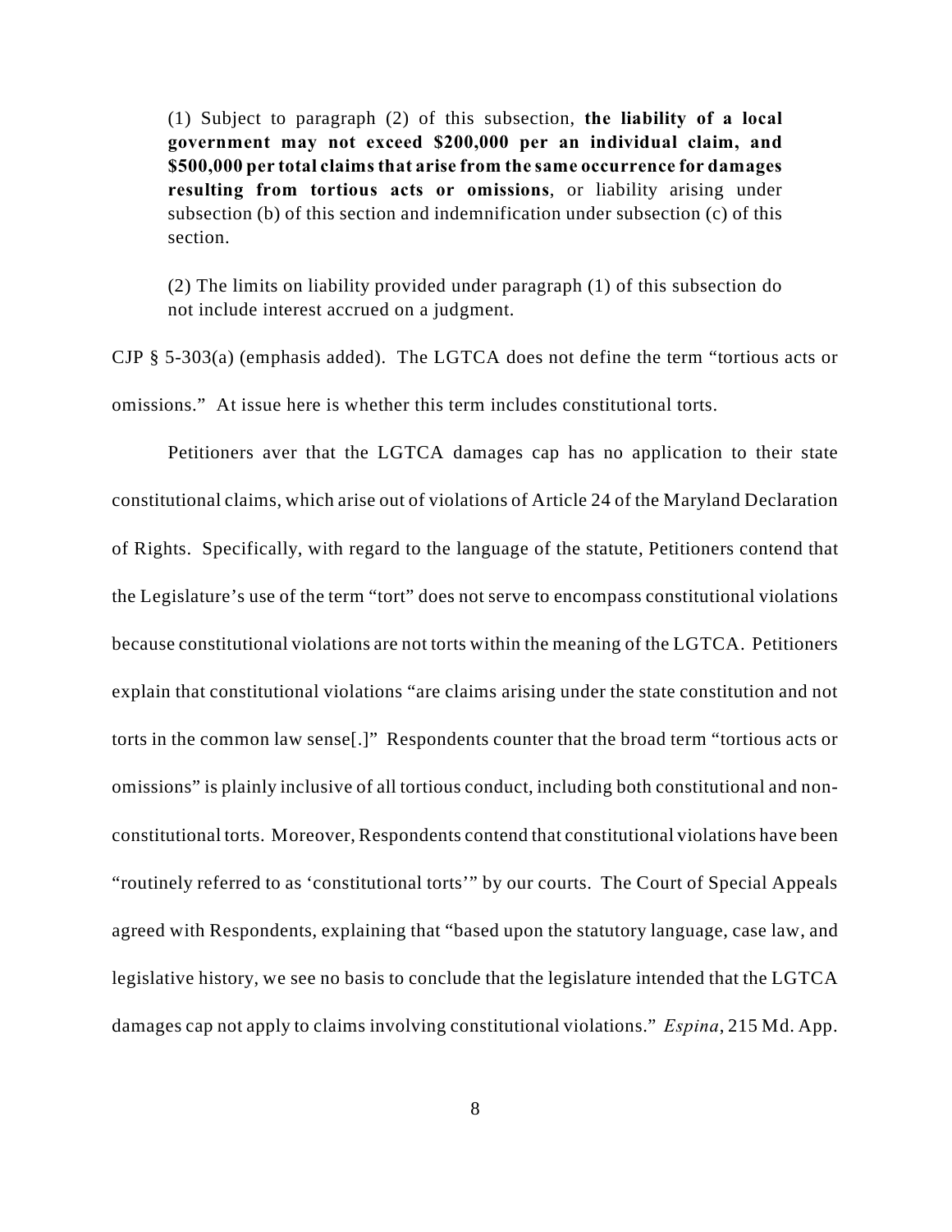> (1) Subject to paragraph (2) of this subsection, **the liability of a local government may not exceed $200,000 per an individual claim, and $500,000 per total claims that arise from the same occurrence for damages resulting from tortious acts or omissions**, or liability arising under subsection (b) of this section and indemnification under subsection (c) of this section.
>
> (2) The limits on liability provided under paragraph (1) of this subsection do not include interest accrued on a judgment.

CJP § 5-303(a) (emphasis added). The LGTCA does not define the term "tortious acts or omissions." At issue here is whether this term includes constitutional torts.

Petitioners aver that the LGTCA damages cap has no application to their state constitutional claims, which arise out of violations of Article 24 of the Maryland Declaration of Rights. Specifically, with regard to the language of the statute, Petitioners contend that the Legislature's use of the term "tort" does not serve to encompass constitutional violations because constitutional violations are not torts within the meaning of the LGTCA. Petitioners explain that constitutional violations "are claims arising under the state constitution and not torts in the common law sense[.]" Respondents counter that the broad term "tortious acts or omissions" is plainly inclusive of all tortious conduct, including both constitutional and non-constitutional torts. Moreover, Respondents contend that constitutional violations have been "routinely referred to as 'constitutional torts'" by our courts. The Court of Special Appeals agreed with Respondents, explaining that "based upon the statutory language, case law, and legislative history, we see no basis to conclude that the legislature intended that the LGTCA damages cap not apply to claims involving constitutional violations." *Espina*, 215 Md. App.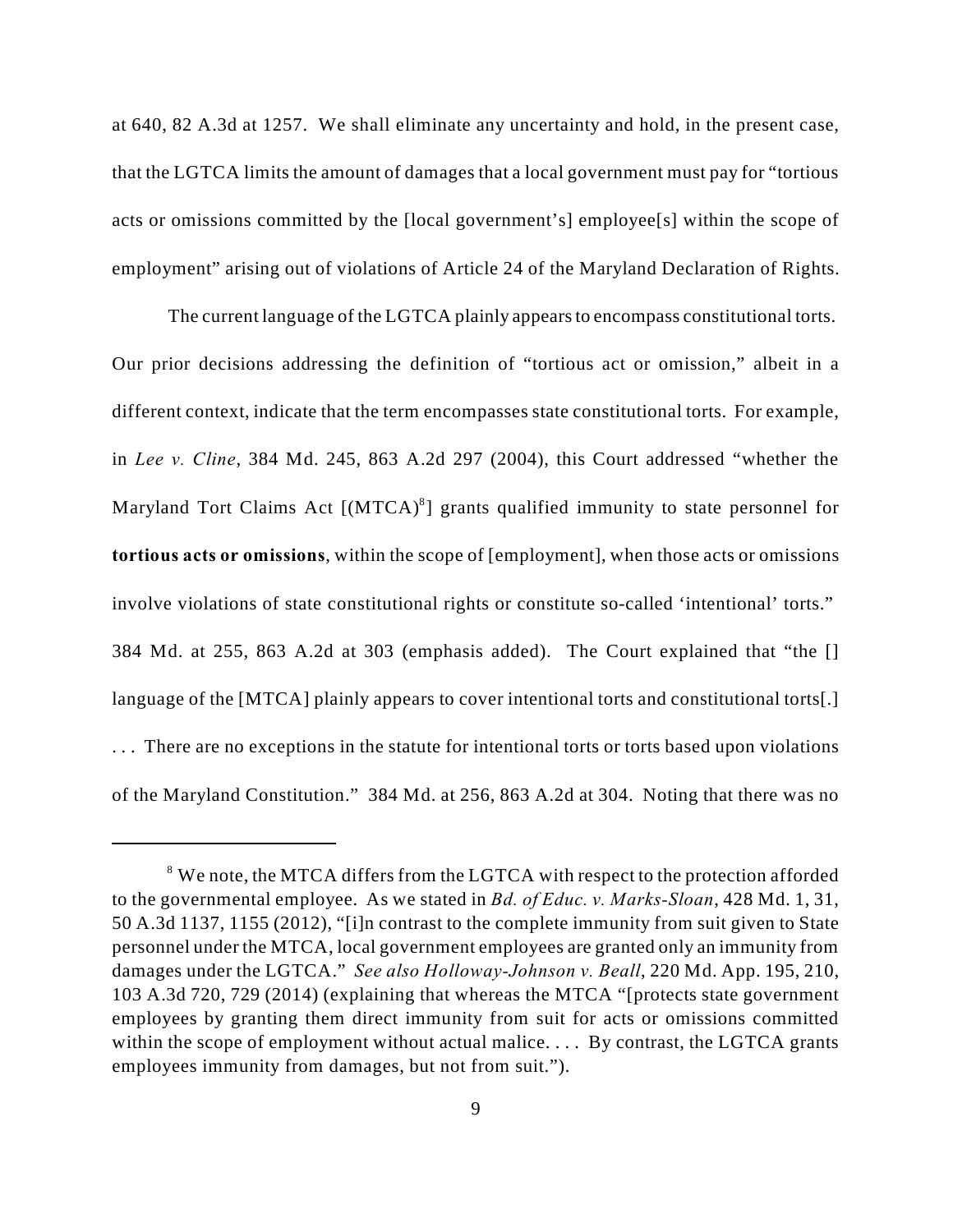at 640, 82 A.3d at 1257. We shall eliminate any uncertainty and hold, in the present case, that the LGTCA limits the amount of damages that a local government must pay for "tortious acts or omissions committed by the [local government's] employee[s] within the scope of employment" arising out of violations of Article 24 of the Maryland Declaration of Rights.

The current language of the LGTCA plainly appears to encompass constitutional torts. Our prior decisions addressing the definition of "tortious act or omission," albeit in a different context, indicate that the term encompasses state constitutional torts. For example, in *Lee v. Cline*, 384 Md. 245, 863 A.2d 297 (2004), this Court addressed "whether the Maryland Tort Claims Act [(MTCA)[8]] grants qualified immunity to state personnel for **tortious acts or omissions**, within the scope of [employment], when those acts or omissions involve violations of state constitutional rights or constitute so-called 'intentional' torts." 384 Md. at 255, 863 A.2d at 303 (emphasis added). The Court explained that "the [] language of the [MTCA] plainly appears to cover intentional torts and constitutional torts[.] . . . There are no exceptions in the statute for intentional torts or torts based upon violations of the Maryland Constitution." 384 Md. at 256, 863 A.2d at 304. Noting that there was no

---

[8] We note, the MTCA differs from the LGTCA with respect to the protection afforded to the governmental employee. As we stated in *Bd. of Educ. v. Marks-Sloan*, 428 Md. 1, 31, 50 A.3d 1137, 1155 (2012), "[i]n contrast to the complete immunity from suit given to State personnel under the MTCA, local government employees are granted only an immunity from damages under the LGTCA." *See also Holloway-Johnson v. Beall*, 220 Md. App. 195, 210, 103 A.3d 720, 729 (2014) (explaining that whereas the MTCA "[protects state government employees by granting them direct immunity from suit for acts or omissions committed within the scope of employment without actual malice. . . . By contrast, the LGTCA grants employees immunity from damages, but not from suit.").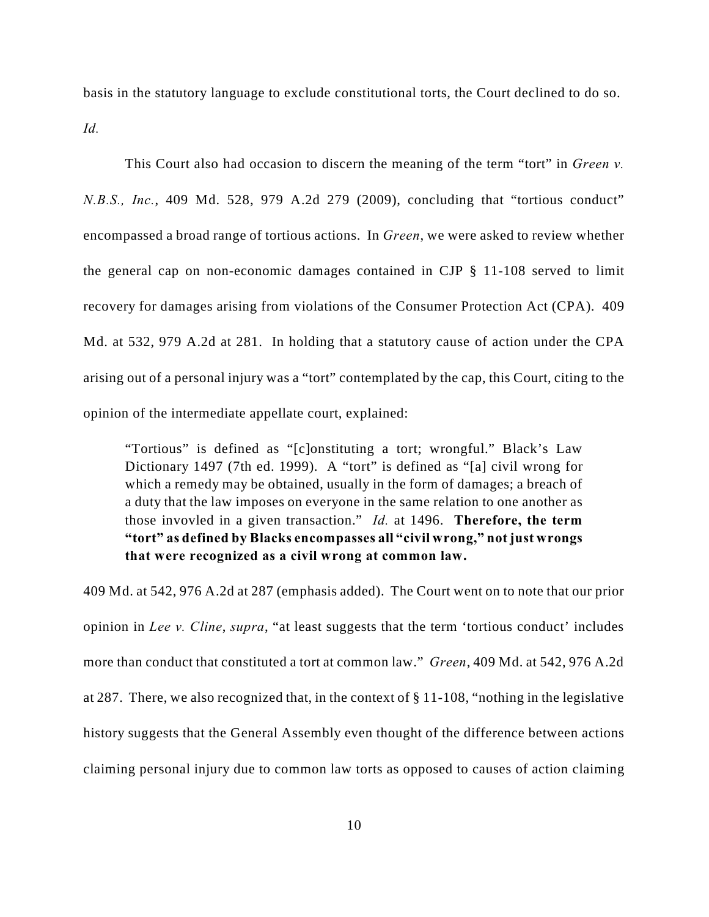basis in the statutory language to exclude constitutional torts, the Court declined to do so. *Id.*

This Court also had occasion to discern the meaning of the term "tort" in *Green v. N.B.S., Inc.*, 409 Md. 528, 979 A.2d 279 (2009), concluding that "tortious conduct" encompassed a broad range of tortious actions. In *Green*, we were asked to review whether the general cap on non-economic damages contained in CJP § 11-108 served to limit recovery for damages arising from violations of the Consumer Protection Act (CPA). 409 Md. at 532, 979 A.2d at 281. In holding that a statutory cause of action under the CPA arising out of a personal injury was a "tort" contemplated by the cap, this Court, citing to the opinion of the intermediate appellate court, explained:

> "Tortious" is defined as "[c]onstituting a tort; wrongful." Black's Law Dictionary 1497 (7th ed. 1999). A "tort" is defined as "[a] civil wrong for which a remedy may be obtained, usually in the form of damages; a breach of a duty that the law imposes on everyone in the same relation to one another as those invovled in a given transaction." *Id.* at 1496. **Therefore, the term "tort" as defined by Blacks encompasses all "civil wrong," not just wrongs that were recognized as a civil wrong at common law.**

409 Md. at 542, 976 A.2d at 287 (emphasis added). The Court went on to note that our prior opinion in *Lee v. Cline*, *supra*, "at least suggests that the term 'tortious conduct' includes more than conduct that constituted a tort at common law." *Green*, 409 Md. at 542, 976 A.2d at 287. There, we also recognized that, in the context of § 11-108, "nothing in the legislative history suggests that the General Assembly even thought of the difference between actions claiming personal injury due to common law torts as opposed to causes of action claiming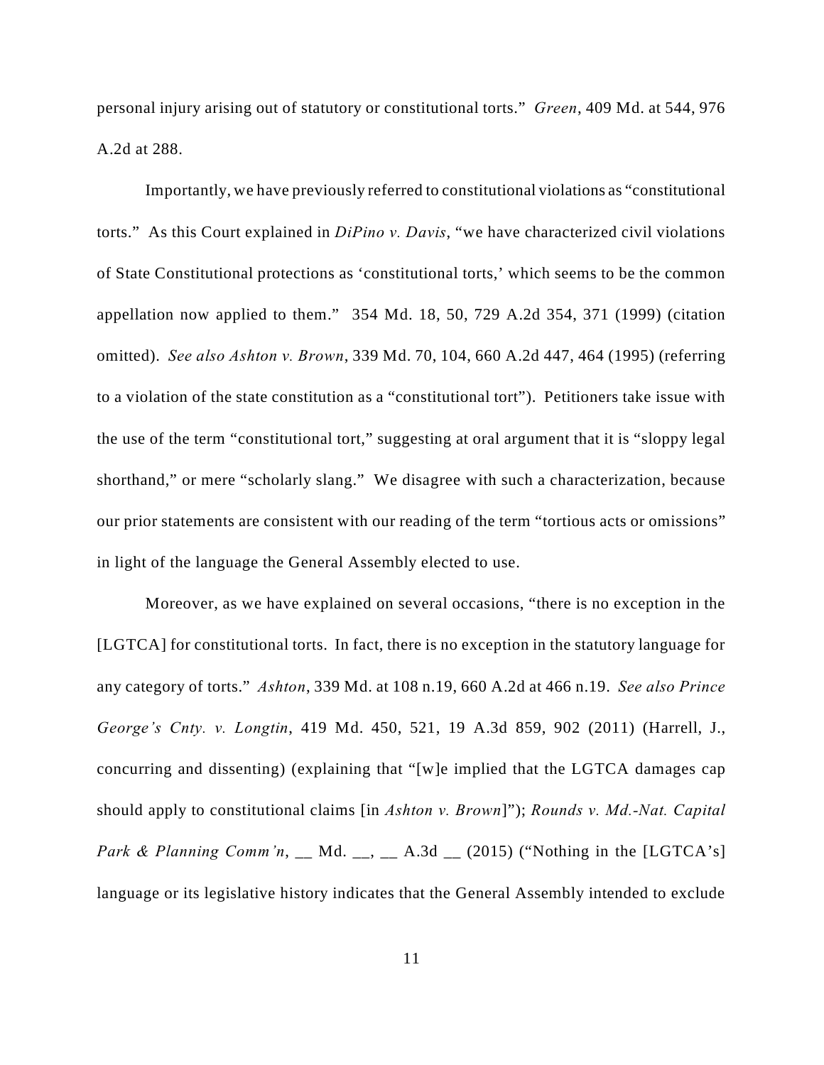personal injury arising out of statutory or constitutional torts." *Green*, 409 Md. at 544, 976 A.2d at 288.

Importantly, we have previously referred to constitutional violations as "constitutional torts." As this Court explained in *DiPino v. Davis*, "we have characterized civil violations of State Constitutional protections as 'constitutional torts,' which seems to be the common appellation now applied to them." 354 Md. 18, 50, 729 A.2d 354, 371 (1999) (citation omitted). *See also Ashton v. Brown*, 339 Md. 70, 104, 660 A.2d 447, 464 (1995) (referring to a violation of the state constitution as a "constitutional tort"). Petitioners take issue with the use of the term "constitutional tort," suggesting at oral argument that it is "sloppy legal shorthand," or mere "scholarly slang." We disagree with such a characterization, because our prior statements are consistent with our reading of the term "tortious acts or omissions" in light of the language the General Assembly elected to use.

Moreover, as we have explained on several occasions, "there is no exception in the [LGTCA] for constitutional torts. In fact, there is no exception in the statutory language for any category of torts." *Ashton*, 339 Md. at 108 n.19, 660 A.2d at 466 n.19. *See also Prince George's Cnty. v. Longtin*, 419 Md. 450, 521, 19 A.3d 859, 902 (2011) (Harrell, J., concurring and dissenting) (explaining that "[w]e implied that the LGTCA damages cap should apply to constitutional claims [in *Ashton v. Brown*]"); *Rounds v. Md.-Nat. Capital Park & Planning Comm'n*, __ Md. __, __ A.3d __ (2015) ("Nothing in the [LGTCA's] language or its legislative history indicates that the General Assembly intended to exclude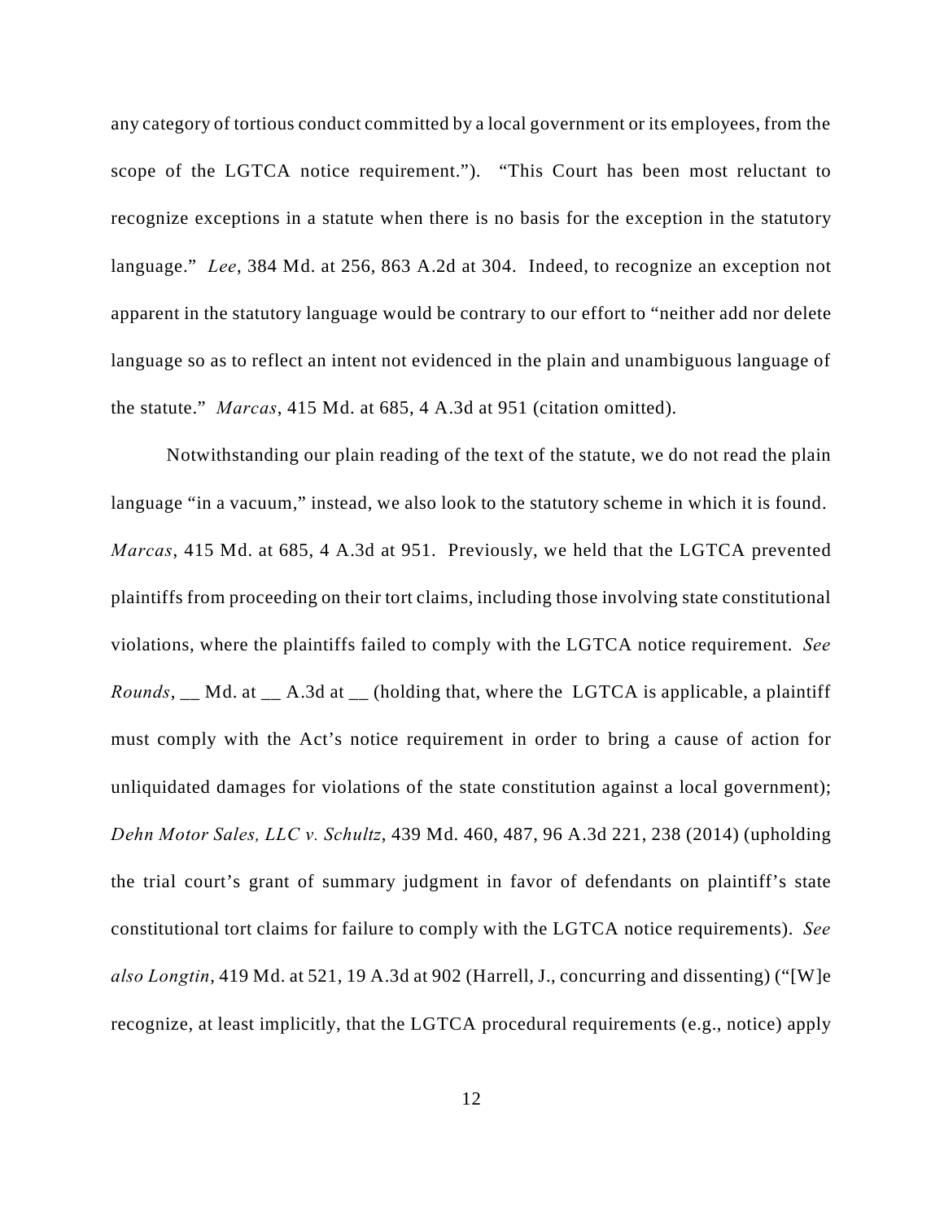any category of tortious conduct committed by a local government or its employees, from the scope of the LGTCA notice requirement."). "This Court has been most reluctant to recognize exceptions in a statute when there is no basis for the exception in the statutory language." *Lee*, 384 Md. at 256, 863 A.2d at 304. Indeed, to recognize an exception not apparent in the statutory language would be contrary to our effort to "neither add nor delete language so as to reflect an intent not evidenced in the plain and unambiguous language of the statute." *Marcas*, 415 Md. at 685, 4 A.3d at 951 (citation omitted).

Notwithstanding our plain reading of the text of the statute, we do not read the plain language "in a vacuum," instead, we also look to the statutory scheme in which it is found. *Marcas*, 415 Md. at 685, 4 A.3d at 951. Previously, we held that the LGTCA prevented plaintiffs from proceeding on their tort claims, including those involving state constitutional violations, where the plaintiffs failed to comply with the LGTCA notice requirement. *See Rounds*, __ Md. at __ A.3d at __ (holding that, where the LGTCA is applicable, a plaintiff must comply with the Act's notice requirement in order to bring a cause of action for unliquidated damages for violations of the state constitution against a local government); *Dehn Motor Sales, LLC v. Schultz*, 439 Md. 460, 487, 96 A.3d 221, 238 (2014) (upholding the trial court's grant of summary judgment in favor of defendants on plaintiff's state constitutional tort claims for failure to comply with the LGTCA notice requirements). *See also Longtin*, 419 Md. at 521, 19 A.3d at 902 (Harrell, J., concurring and dissenting) ("[W]e recognize, at least implicitly, that the LGTCA procedural requirements (e.g., notice) apply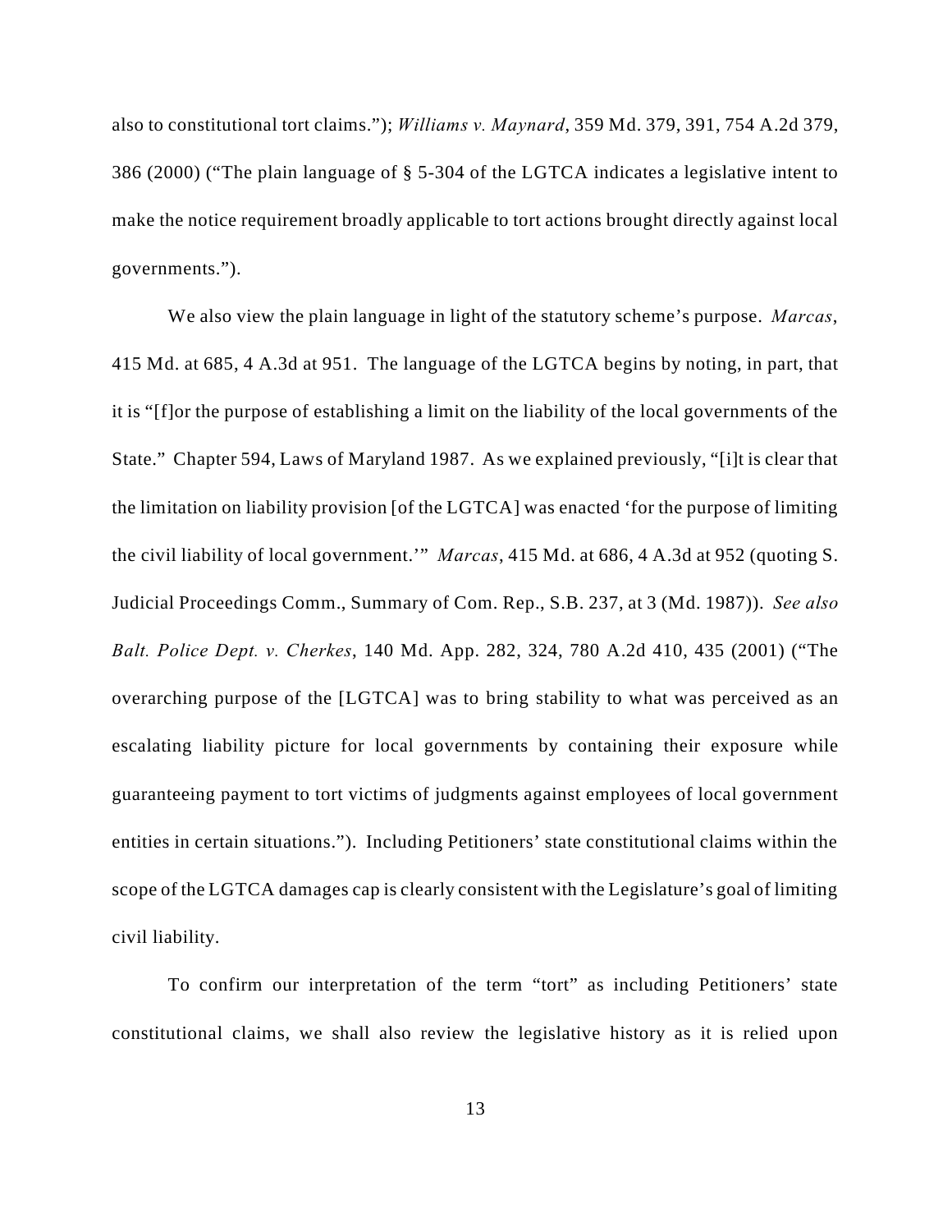also to constitutional tort claims."); *Williams v. Maynard*, 359 Md. 379, 391, 754 A.2d 379, 386 (2000) ("The plain language of § 5-304 of the LGTCA indicates a legislative intent to make the notice requirement broadly applicable to tort actions brought directly against local governments.").

We also view the plain language in light of the statutory scheme's purpose. *Marcas*, 415 Md. at 685, 4 A.3d at 951. The language of the LGTCA begins by noting, in part, that it is "[f]or the purpose of establishing a limit on the liability of the local governments of the State." Chapter 594, Laws of Maryland 1987. As we explained previously, "[i]t is clear that the limitation on liability provision [of the LGTCA] was enacted 'for the purpose of limiting the civil liability of local government.'" *Marcas*, 415 Md. at 686, 4 A.3d at 952 (quoting S. Judicial Proceedings Comm., Summary of Com. Rep., S.B. 237, at 3 (Md. 1987)). *See also Balt. Police Dept. v. Cherkes*, 140 Md. App. 282, 324, 780 A.2d 410, 435 (2001) ("The overarching purpose of the [LGTCA] was to bring stability to what was perceived as an escalating liability picture for local governments by containing their exposure while guaranteeing payment to tort victims of judgments against employees of local government entities in certain situations."). Including Petitioners' state constitutional claims within the scope of the LGTCA damages cap is clearly consistent with the Legislature's goal of limiting civil liability.

To confirm our interpretation of the term "tort" as including Petitioners' state constitutional claims, we shall also review the legislative history as it is relied upon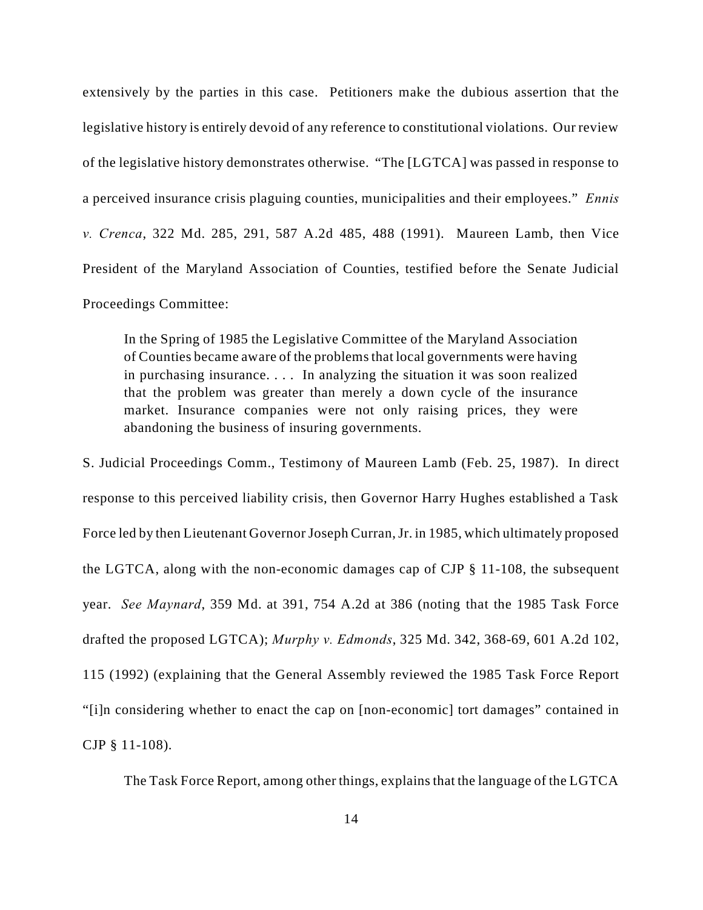extensively by the parties in this case. Petitioners make the dubious assertion that the legislative history is entirely devoid of any reference to constitutional violations. Our review of the legislative history demonstrates otherwise. "The [LGTCA] was passed in response to a perceived insurance crisis plaguing counties, municipalities and their employees." *Ennis v. Crenca*, 322 Md. 285, 291, 587 A.2d 485, 488 (1991). Maureen Lamb, then Vice President of the Maryland Association of Counties, testified before the Senate Judicial Proceedings Committee:

> In the Spring of 1985 the Legislative Committee of the Maryland Association of Counties became aware of the problems that local governments were having in purchasing insurance. . . . In analyzing the situation it was soon realized that the problem was greater than merely a down cycle of the insurance market. Insurance companies were not only raising prices, they were abandoning the business of insuring governments.

S. Judicial Proceedings Comm., Testimony of Maureen Lamb (Feb. 25, 1987). In direct response to this perceived liability crisis, then Governor Harry Hughes established a Task Force led by then Lieutenant Governor Joseph Curran, Jr. in 1985, which ultimately proposed the LGTCA, along with the non-economic damages cap of CJP § 11-108, the subsequent year. *See Maynard*, 359 Md. at 391, 754 A.2d at 386 (noting that the 1985 Task Force drafted the proposed LGTCA); *Murphy v. Edmonds*, 325 Md. 342, 368-69, 601 A.2d 102, 115 (1992) (explaining that the General Assembly reviewed the 1985 Task Force Report "[i]n considering whether to enact the cap on [non-economic] tort damages" contained in CJP § 11-108).

The Task Force Report, among other things, explains that the language of the LGTCA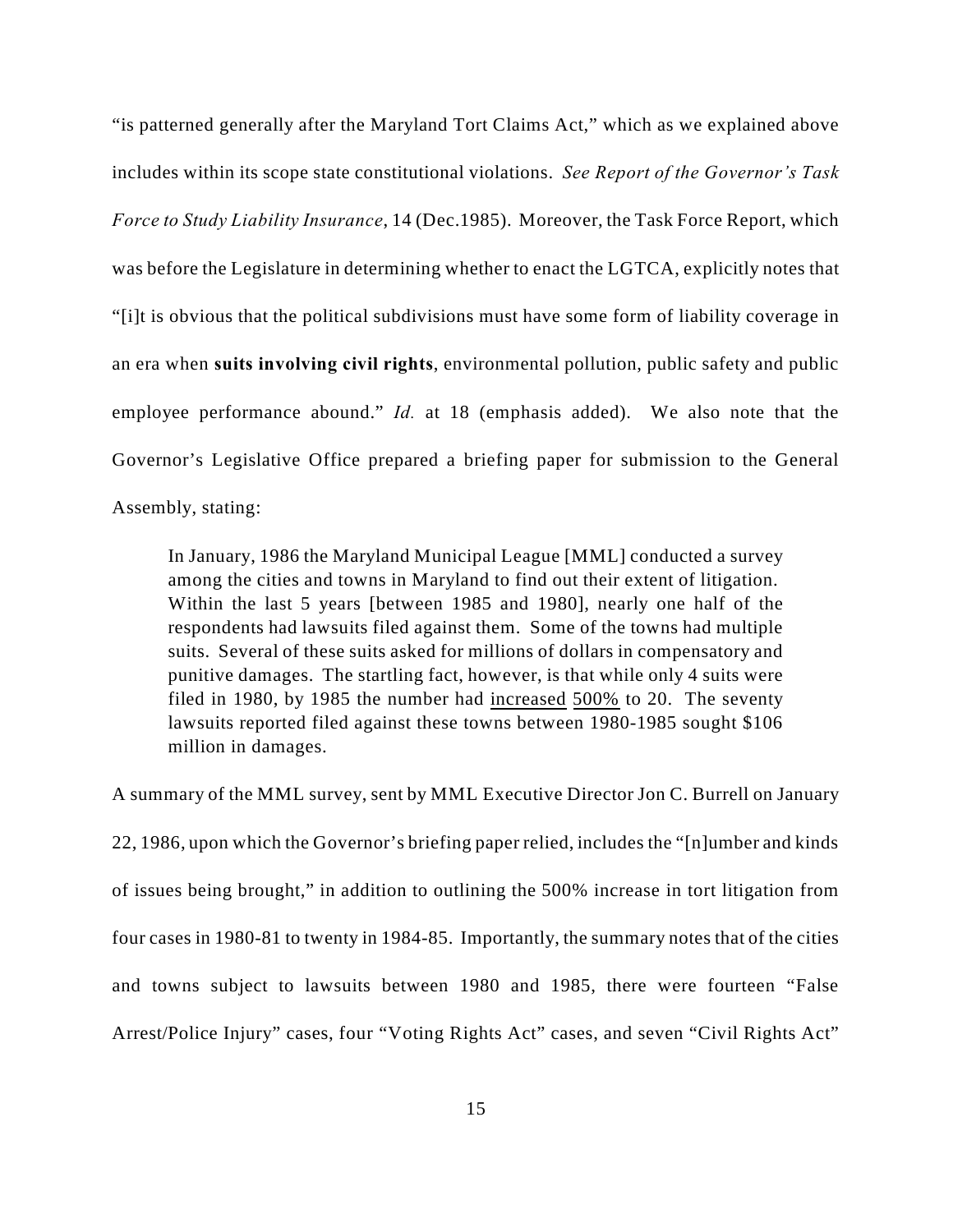"is patterned generally after the Maryland Tort Claims Act," which as we explained above includes within its scope state constitutional violations. *See Report of the Governor's Task Force to Study Liability Insurance*, 14 (Dec.1985). Moreover, the Task Force Report, which was before the Legislature in determining whether to enact the LGTCA, explicitly notes that "[i]t is obvious that the political subdivisions must have some form of liability coverage in an era when **suits involving civil rights**, environmental pollution, public safety and public employee performance abound." *Id.* at 18 (emphasis added). We also note that the Governor's Legislative Office prepared a briefing paper for submission to the General Assembly, stating:

> In January, 1986 the Maryland Municipal League [MML] conducted a survey among the cities and towns in Maryland to find out their extent of litigation. Within the last 5 years [between 1985 and 1980], nearly one half of the respondents had lawsuits filed against them. Some of the towns had multiple suits. Several of these suits asked for millions of dollars in compensatory and punitive damages. The startling fact, however, is that while only 4 suits were filed in 1980, by 1985 the number had <u>increased</u> <u>500%</u> to 20. The seventy lawsuits reported filed against these towns between 1980-1985 sought $106 million in damages.

A summary of the MML survey, sent by MML Executive Director Jon C. Burrell on January 22, 1986, upon which the Governor's briefing paper relied, includes the "[n]umber and kinds of issues being brought," in addition to outlining the 500% increase in tort litigation from four cases in 1980-81 to twenty in 1984-85. Importantly, the summary notes that of the cities and towns subject to lawsuits between 1980 and 1985, there were fourteen "False Arrest/Police Injury" cases, four "Voting Rights Act" cases, and seven "Civil Rights Act"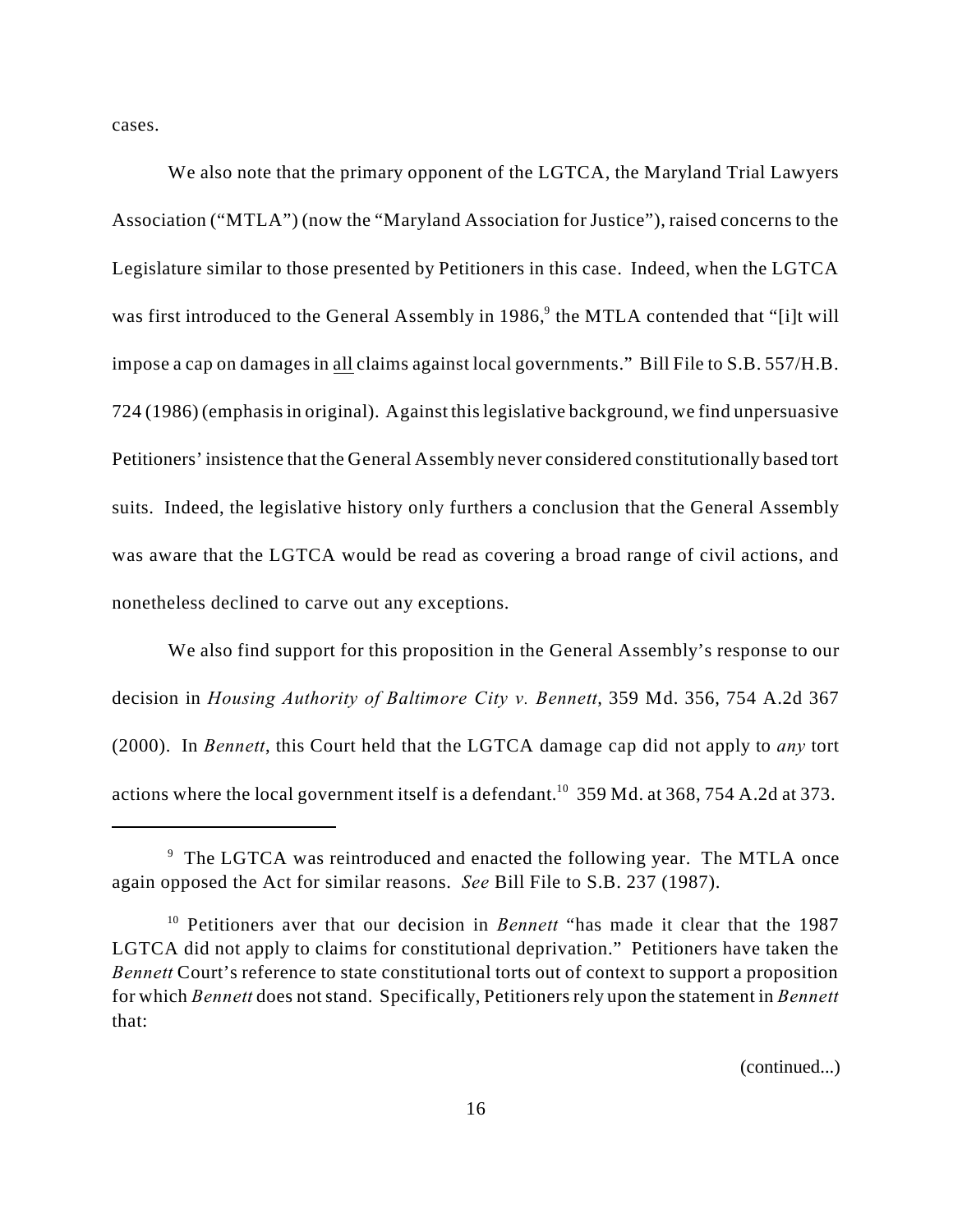cases.

We also note that the primary opponent of the LGTCA, the Maryland Trial Lawyers Association ("MTLA") (now the "Maryland Association for Justice"), raised concerns to the Legislature similar to those presented by Petitioners in this case. Indeed, when the LGTCA was first introduced to the General Assembly in 1986,[9] the MTLA contended that "[i]t will impose a cap on damages in <u>all</u> claims against local governments." Bill File to S.B. 557/H.B. 724 (1986) (emphasis in original). Against this legislative background, we find unpersuasive Petitioners' insistence that the General Assembly never considered constitutionally based tort suits. Indeed, the legislative history only furthers a conclusion that the General Assembly was aware that the LGTCA would be read as covering a broad range of civil actions, and nonetheless declined to carve out any exceptions.

We also find support for this proposition in the General Assembly's response to our decision in *Housing Authority of Baltimore City v. Bennett*, 359 Md. 356, 754 A.2d 367 (2000). In *Bennett*, this Court held that the LGTCA damage cap did not apply to *any* tort actions where the local government itself is a defendant.[10] 359 Md. at 368, 754 A.2d at 373.

---

[9] The LGTCA was reintroduced and enacted the following year. The MTLA once again opposed the Act for similar reasons. *See* Bill File to S.B. 237 (1987).

[10] Petitioners aver that our decision in *Bennett* "has made it clear that the 1987 LGTCA did not apply to claims for constitutional deprivation." Petitioners have taken the *Bennett* Court's reference to state constitutional torts out of context to support a proposition for which *Bennett* does not stand. Specifically, Petitioners rely upon the statement in *Bennett* that:

(continued...)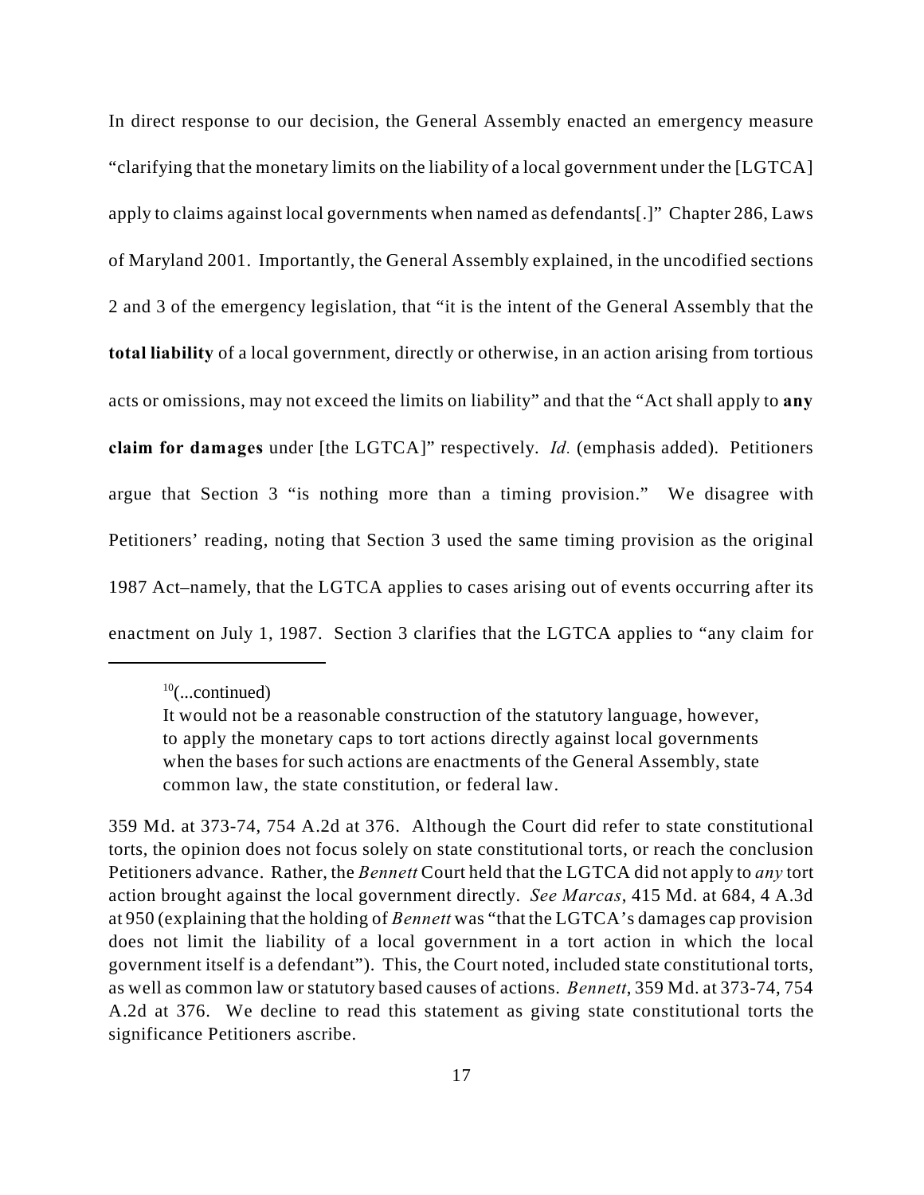In direct response to our decision, the General Assembly enacted an emergency measure "clarifying that the monetary limits on the liability of a local government under the [LGTCA] apply to claims against local governments when named as defendants[.]" Chapter 286, Laws of Maryland 2001. Importantly, the General Assembly explained, in the uncodified sections 2 and 3 of the emergency legislation, that "it is the intent of the General Assembly that the **total liability** of a local government, directly or otherwise, in an action arising from tortious acts or omissions, may not exceed the limits on liability" and that the "Act shall apply to **any claim for damages** under [the LGTCA]" respectively. *Id.* (emphasis added). Petitioners argue that Section 3 "is nothing more than a timing provision." We disagree with Petitioners' reading, noting that Section 3 used the same timing provision as the original 1987 Act–namely, that the LGTCA applies to cases arising out of events occurring after its enactment on July 1, 1987. Section 3 clarifies that the LGTCA applies to "any claim for

---

[10](...continued)

> It would not be a reasonable construction of the statutory language, however, to apply the monetary caps to tort actions directly against local governments when the bases for such actions are enactments of the General Assembly, state common law, the state constitution, or federal law.

359 Md. at 373-74, 754 A.2d at 376. Although the Court did refer to state constitutional torts, the opinion does not focus solely on state constitutional torts, or reach the conclusion Petitioners advance. Rather, the *Bennett* Court held that the LGTCA did not apply to *any* tort action brought against the local government directly. *See Marcas*, 415 Md. at 684, 4 A.3d at 950 (explaining that the holding of *Bennett* was "that the LGTCA's damages cap provision does not limit the liability of a local government in a tort action in which the local government itself is a defendant"). This, the Court noted, included state constitutional torts, as well as common law or statutory based causes of actions. *Bennett*, 359 Md. at 373-74, 754 A.2d at 376. We decline to read this statement as giving state constitutional torts the significance Petitioners ascribe.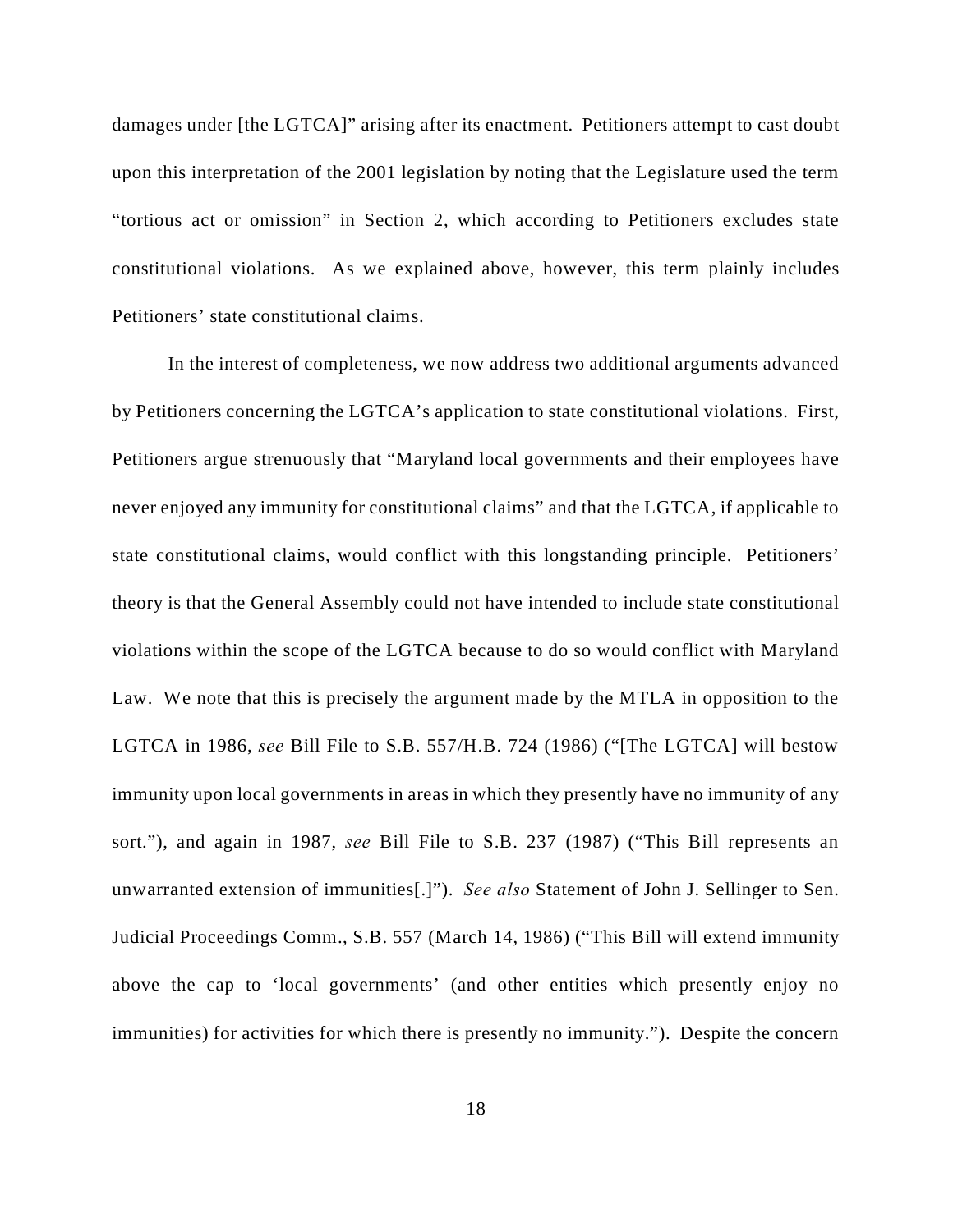damages under [the LGTCA]" arising after its enactment. Petitioners attempt to cast doubt upon this interpretation of the 2001 legislation by noting that the Legislature used the term "tortious act or omission" in Section 2, which according to Petitioners excludes state constitutional violations. As we explained above, however, this term plainly includes Petitioners' state constitutional claims.

In the interest of completeness, we now address two additional arguments advanced by Petitioners concerning the LGTCA's application to state constitutional violations. First, Petitioners argue strenuously that "Maryland local governments and their employees have never enjoyed any immunity for constitutional claims" and that the LGTCA, if applicable to state constitutional claims, would conflict with this longstanding principle. Petitioners' theory is that the General Assembly could not have intended to include state constitutional violations within the scope of the LGTCA because to do so would conflict with Maryland Law. We note that this is precisely the argument made by the MTLA in opposition to the LGTCA in 1986, *see* Bill File to S.B. 557/H.B. 724 (1986) ("[The LGTCA] will bestow immunity upon local governments in areas in which they presently have no immunity of any sort."), and again in 1987, *see* Bill File to S.B. 237 (1987) ("This Bill represents an unwarranted extension of immunities[.]"). *See also* Statement of John J. Sellinger to Sen. Judicial Proceedings Comm., S.B. 557 (March 14, 1986) ("This Bill will extend immunity above the cap to 'local governments' (and other entities which presently enjoy no immunities) for activities for which there is presently no immunity."). Despite the concern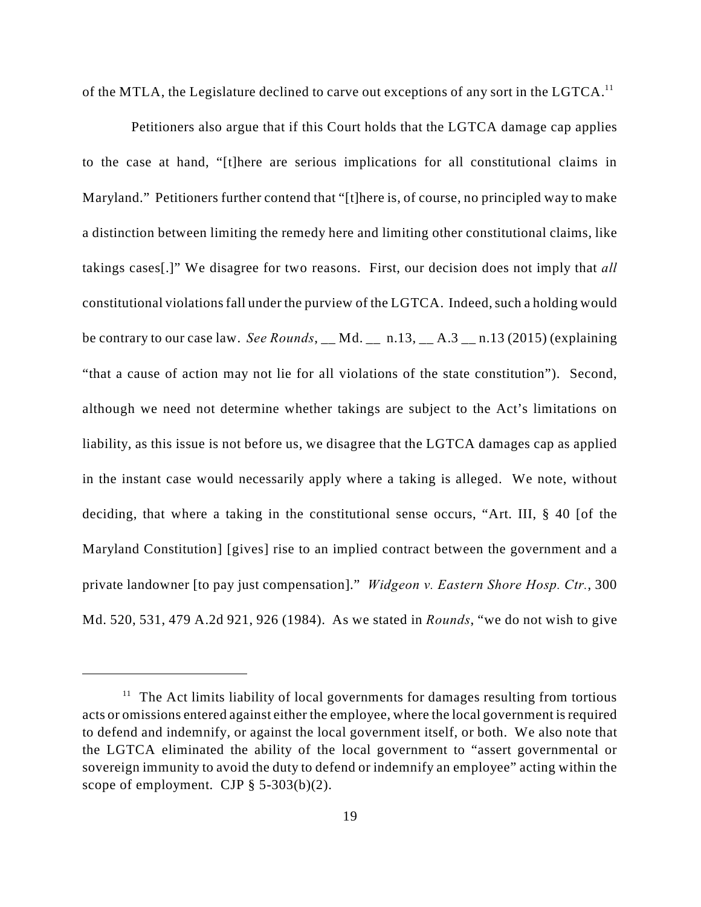of the MTLA, the Legislature declined to carve out exceptions of any sort in the LGTCA.[11]

Petitioners also argue that if this Court holds that the LGTCA damage cap applies to the case at hand, "[t]here are serious implications for all constitutional claims in Maryland." Petitioners further contend that "[t]here is, of course, no principled way to make a distinction between limiting the remedy here and limiting other constitutional claims, like takings cases[.]" We disagree for two reasons. First, our decision does not imply that *all* constitutional violations fall under the purview of the LGTCA. Indeed, such a holding would be contrary to our case law. *See Rounds*, __ Md. __ n.13, __ A.3 __ n.13 (2015) (explaining "that a cause of action may not lie for all violations of the state constitution"). Second, although we need not determine whether takings are subject to the Act's limitations on liability, as this issue is not before us, we disagree that the LGTCA damages cap as applied in the instant case would necessarily apply where a taking is alleged. We note, without deciding, that where a taking in the constitutional sense occurs, "Art. III, § 40 [of the Maryland Constitution] [gives] rise to an implied contract between the government and a private landowner [to pay just compensation]." *Widgeon v. Eastern Shore Hosp. Ctr.*, 300 Md. 520, 531, 479 A.2d 921, 926 (1984). As we stated in *Rounds*, "we do not wish to give

---

[11] The Act limits liability of local governments for damages resulting from tortious acts or omissions entered against either the employee, where the local government is required to defend and indemnify, or against the local government itself, or both. We also note that the LGTCA eliminated the ability of the local government to "assert governmental or sovereign immunity to avoid the duty to defend or indemnify an employee" acting within the scope of employment. CJP § 5-303(b)(2).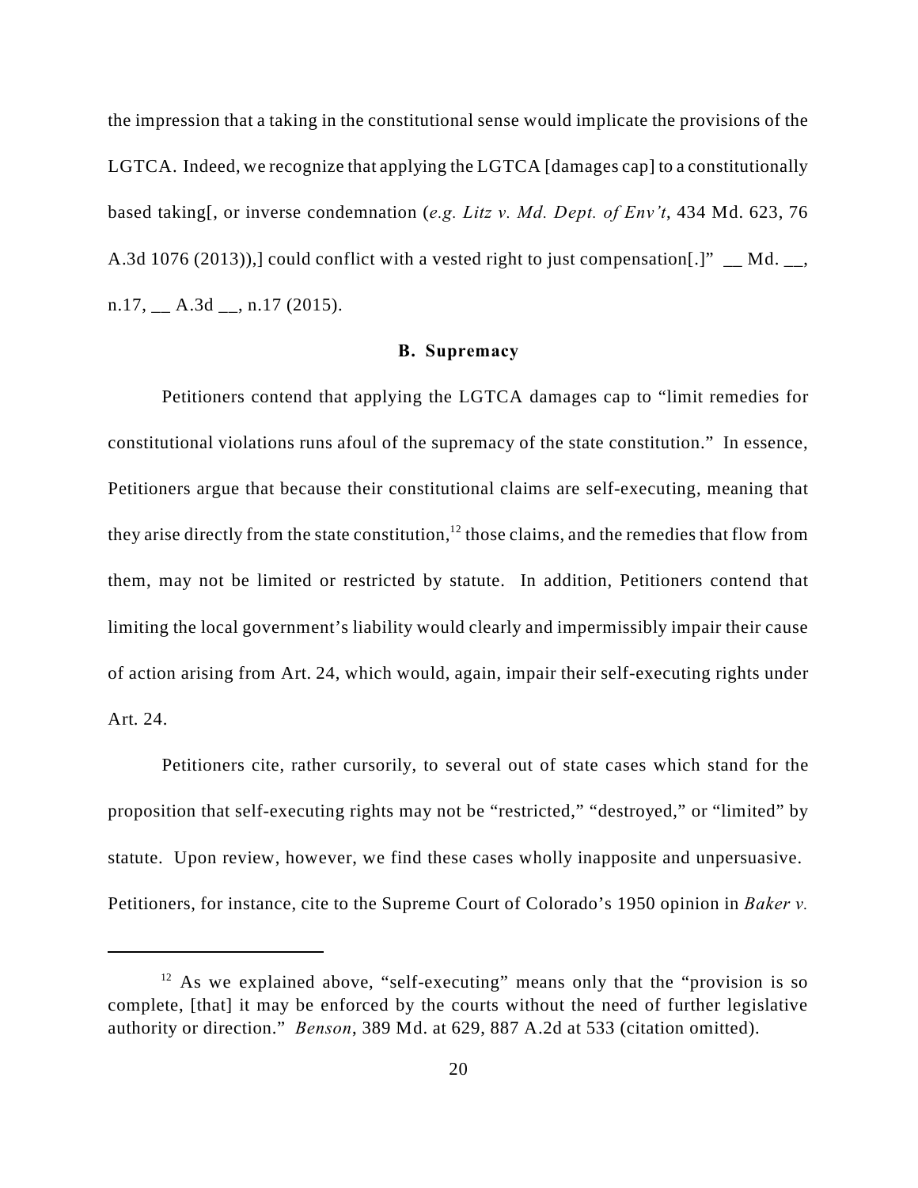the impression that a taking in the constitutional sense would implicate the provisions of the LGTCA. Indeed, we recognize that applying the LGTCA [damages cap] to a constitutionally based taking[, or inverse condemnation (*e.g. Litz v. Md. Dept. of Env't*, 434 Md. 623, 76 A.3d 1076 (2013)),] could conflict with a vested right to just compensation[.]" __ Md. __, n.17, __ A.3d __, n.17 (2015).

### B. Supremacy

Petitioners contend that applying the LGTCA damages cap to "limit remedies for constitutional violations runs afoul of the supremacy of the state constitution." In essence, Petitioners argue that because their constitutional claims are self-executing, meaning that they arise directly from the state constitution,[12] those claims, and the remedies that flow from them, may not be limited or restricted by statute. In addition, Petitioners contend that limiting the local government's liability would clearly and impermissibly impair their cause of action arising from Art. 24, which would, again, impair their self-executing rights under Art. 24.

Petitioners cite, rather cursorily, to several out of state cases which stand for the proposition that self-executing rights may not be "restricted," "destroyed," or "limited" by statute. Upon review, however, we find these cases wholly inapposite and unpersuasive. Petitioners, for instance, cite to the Supreme Court of Colorado's 1950 opinion in *Baker v.*

---

[12] As we explained above, "self-executing" means only that the "provision is so complete, [that] it may be enforced by the courts without the need of further legislative authority or direction." *Benson*, 389 Md. at 629, 887 A.2d at 533 (citation omitted).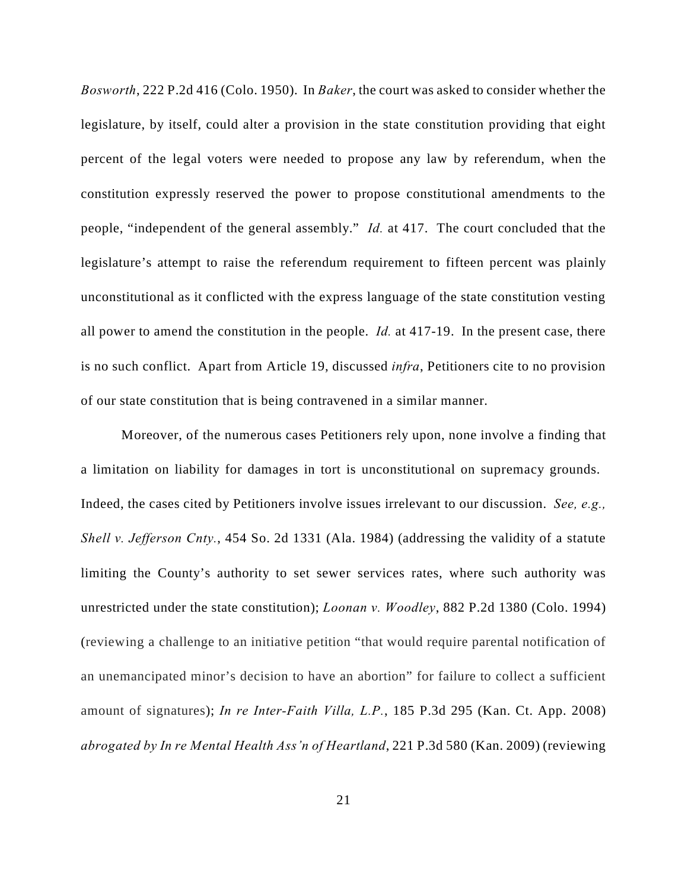*Bosworth*, 222 P.2d 416 (Colo. 1950). In *Baker*, the court was asked to consider whether the legislature, by itself, could alter a provision in the state constitution providing that eight percent of the legal voters were needed to propose any law by referendum, when the constitution expressly reserved the power to propose constitutional amendments to the people, "independent of the general assembly." *Id.* at 417. The court concluded that the legislature's attempt to raise the referendum requirement to fifteen percent was plainly unconstitutional as it conflicted with the express language of the state constitution vesting all power to amend the constitution in the people. *Id.* at 417-19. In the present case, there is no such conflict. Apart from Article 19, discussed *infra*, Petitioners cite to no provision of our state constitution that is being contravened in a similar manner.

Moreover, of the numerous cases Petitioners rely upon, none involve a finding that a limitation on liability for damages in tort is unconstitutional on supremacy grounds. Indeed, the cases cited by Petitioners involve issues irrelevant to our discussion. *See, e.g., Shell v. Jefferson Cnty.*, 454 So. 2d 1331 (Ala. 1984) (addressing the validity of a statute limiting the County's authority to set sewer services rates, where such authority was unrestricted under the state constitution); *Loonan v. Woodley*, 882 P.2d 1380 (Colo. 1994) (reviewing a challenge to an initiative petition "that would require parental notification of an unemancipated minor's decision to have an abortion" for failure to collect a sufficient amount of signatures); *In re Inter-Faith Villa, L.P.*, 185 P.3d 295 (Kan. Ct. App. 2008) *abrogated by In re Mental Health Ass'n of Heartland*, 221 P.3d 580 (Kan. 2009) (reviewing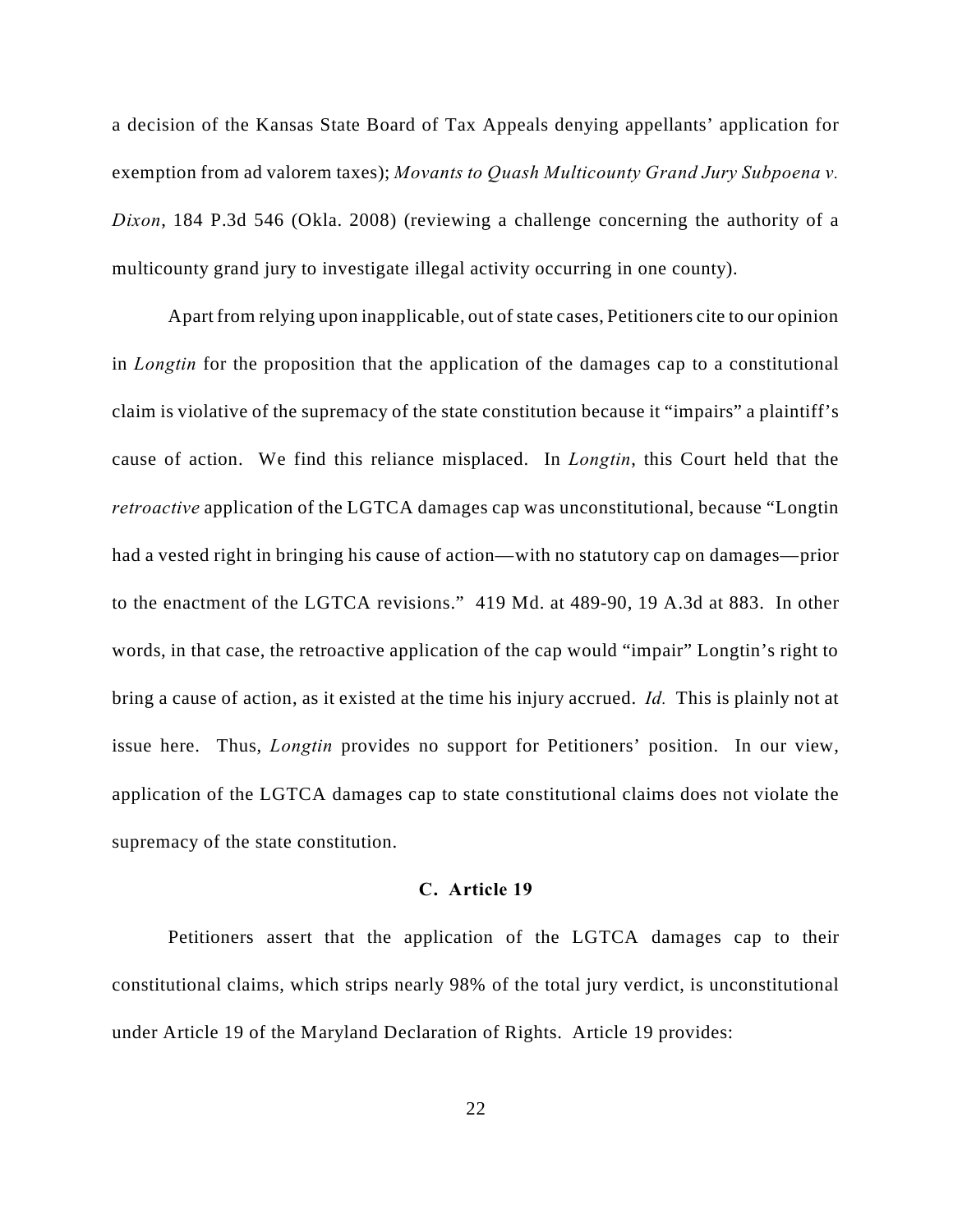a decision of the Kansas State Board of Tax Appeals denying appellants' application for exemption from ad valorem taxes); *Movants to Quash Multicounty Grand Jury Subpoena v. Dixon*, 184 P.3d 546 (Okla. 2008) (reviewing a challenge concerning the authority of a multicounty grand jury to investigate illegal activity occurring in one county).

Apart from relying upon inapplicable, out of state cases, Petitioners cite to our opinion in *Longtin* for the proposition that the application of the damages cap to a constitutional claim is violative of the supremacy of the state constitution because it "impairs" a plaintiff's cause of action. We find this reliance misplaced. In *Longtin*, this Court held that the *retroactive* application of the LGTCA damages cap was unconstitutional, because "Longtin had a vested right in bringing his cause of action—with no statutory cap on damages—prior to the enactment of the LGTCA revisions." 419 Md. at 489-90, 19 A.3d at 883. In other words, in that case, the retroactive application of the cap would "impair" Longtin's right to bring a cause of action, as it existed at the time his injury accrued. *Id.* This is plainly not at issue here. Thus, *Longtin* provides no support for Petitioners' position. In our view, application of the LGTCA damages cap to state constitutional claims does not violate the supremacy of the state constitution.

### C. Article 19

Petitioners assert that the application of the LGTCA damages cap to their constitutional claims, which strips nearly 98% of the total jury verdict, is unconstitutional under Article 19 of the Maryland Declaration of Rights. Article 19 provides: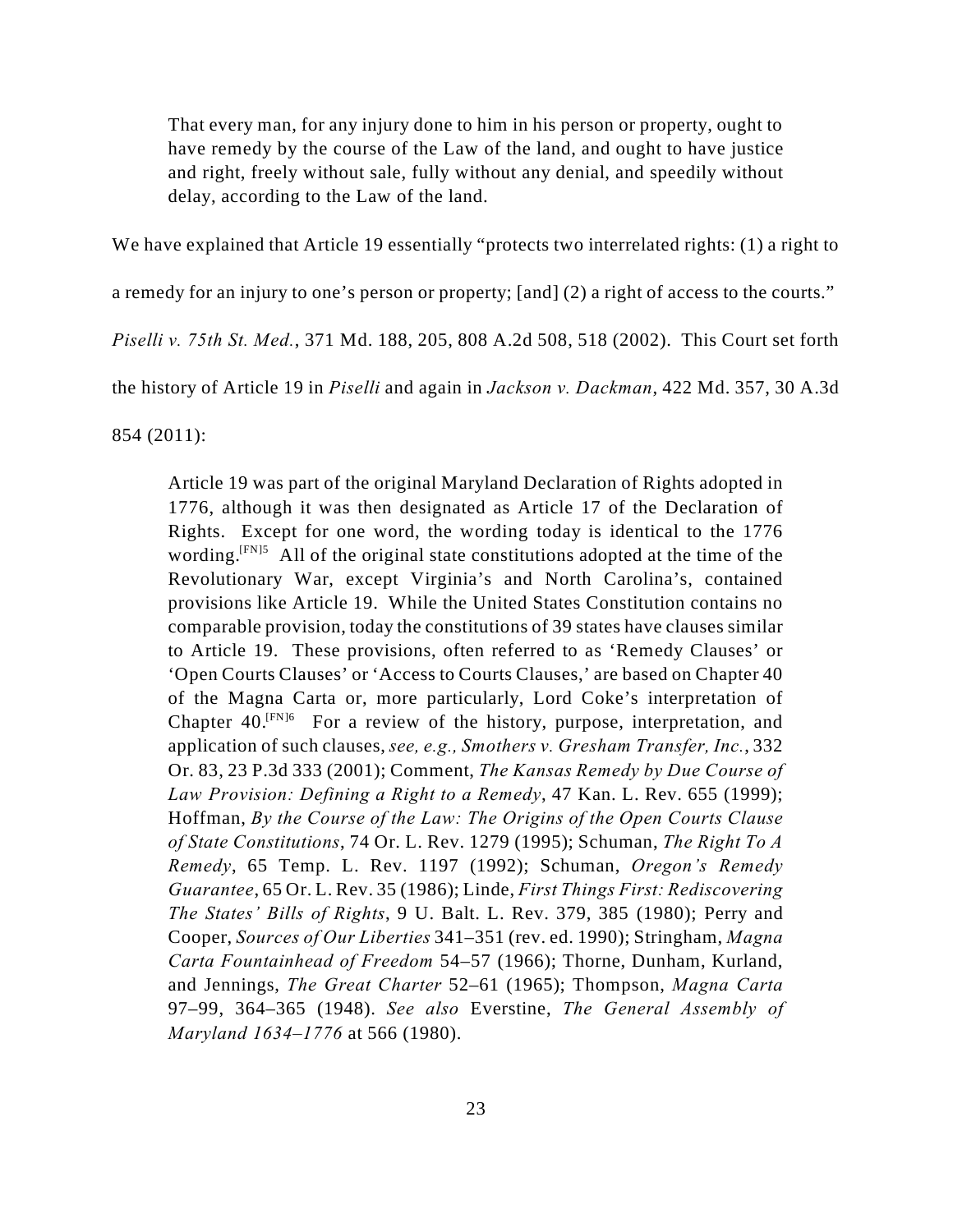> That every man, for any injury done to him in his person or property, ought to have remedy by the course of the Law of the land, and ought to have justice and right, freely without sale, fully without any denial, and speedily without delay, according to the Law of the land.

We have explained that Article 19 essentially "protects two interrelated rights: (1) a right to a remedy for an injury to one's person or property; [and] (2) a right of access to the courts." *Piselli v. 75th St. Med.*, 371 Md. 188, 205, 808 A.2d 508, 518 (2002). This Court set forth the history of Article 19 in *Piselli* and again in *Jackson v. Dackman*, 422 Md. 357, 30 A.3d 854 (2011):

> Article 19 was part of the original Maryland Declaration of Rights adopted in 1776, although it was then designated as Article 17 of the Declaration of Rights. Except for one word, the wording today is identical to the 1776 wording.[FN]5 All of the original state constitutions adopted at the time of the Revolutionary War, except Virginia's and North Carolina's, contained provisions like Article 19. While the United States Constitution contains no comparable provision, today the constitutions of 39 states have clauses similar to Article 19. These provisions, often referred to as 'Remedy Clauses' or 'Open Courts Clauses' or 'Access to Courts Clauses,' are based on Chapter 40 of the Magna Carta or, more particularly, Lord Coke's interpretation of Chapter 40.[FN]6 For a review of the history, purpose, interpretation, and application of such clauses, *see, e.g., Smothers v. Gresham Transfer, Inc.*, 332 Or. 83, 23 P.3d 333 (2001); Comment, *The Kansas Remedy by Due Course of Law Provision: Defining a Right to a Remedy*, 47 Kan. L. Rev. 655 (1999); Hoffman, *By the Course of the Law: The Origins of the Open Courts Clause of State Constitutions*, 74 Or. L. Rev. 1279 (1995); Schuman, *The Right To A Remedy*, 65 Temp. L. Rev. 1197 (1992); Schuman, *Oregon's Remedy Guarantee*, 65 Or. L. Rev. 35 (1986); Linde, *First Things First: Rediscovering The States' Bills of Rights*, 9 U. Balt. L. Rev. 379, 385 (1980); Perry and Cooper, *Sources of Our Liberties* 341–351 (rev. ed. 1990); Stringham, *Magna Carta Fountainhead of Freedom* 54–57 (1966); Thorne, Dunham, Kurland, and Jennings, *The Great Charter* 52–61 (1965); Thompson, *Magna Carta* 97–99, 364–365 (1948). *See also* Everstine, *The General Assembly of Maryland 1634–1776* at 566 (1980).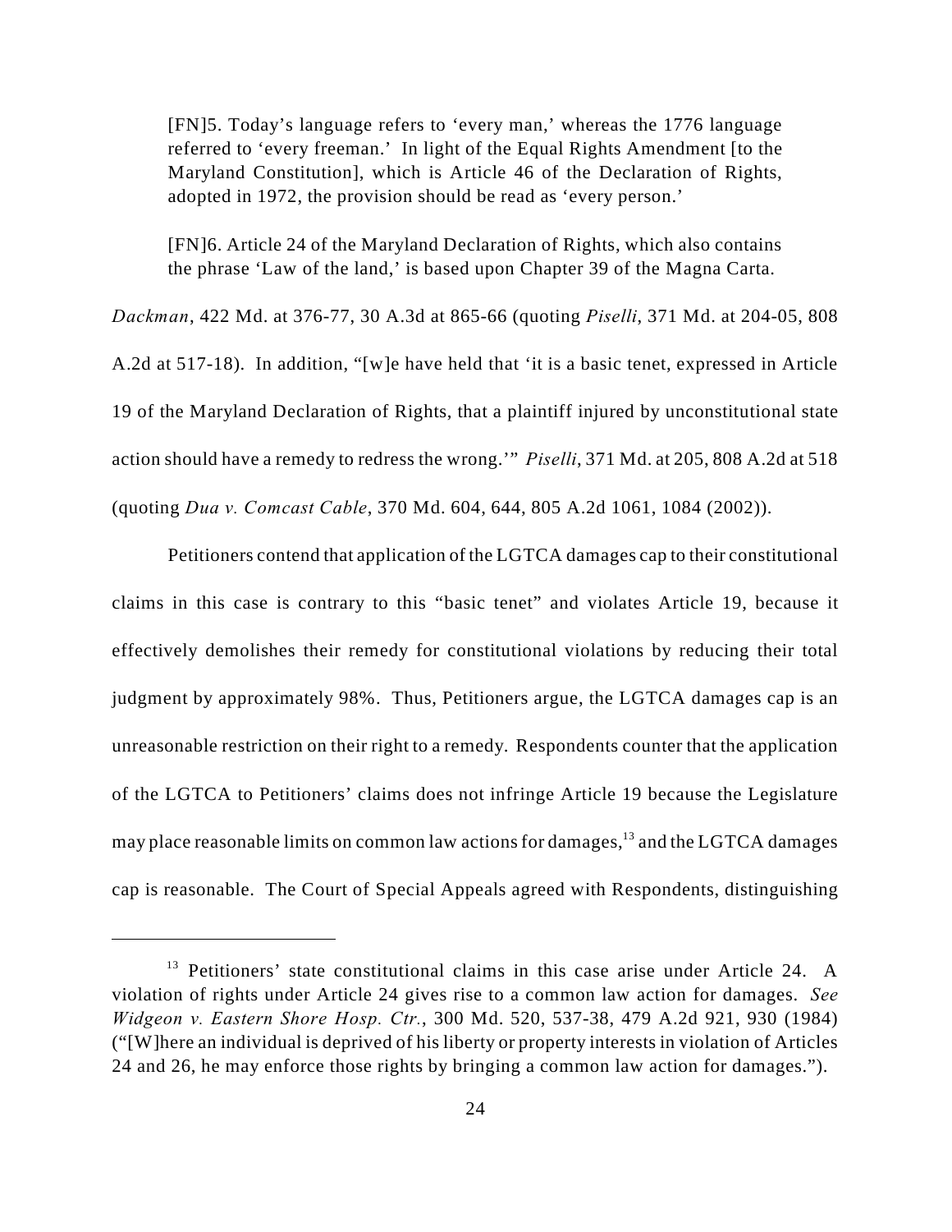> [FN]5. Today's language refers to 'every man,' whereas the 1776 language referred to 'every freeman.' In light of the Equal Rights Amendment [to the Maryland Constitution], which is Article 46 of the Declaration of Rights, adopted in 1972, the provision should be read as 'every person.'
>
> [FN]6. Article 24 of the Maryland Declaration of Rights, which also contains the phrase 'Law of the land,' is based upon Chapter 39 of the Magna Carta.

*Dackman*, 422 Md. at 376-77, 30 A.3d at 865-66 (quoting *Piselli*, 371 Md. at 204-05, 808 A.2d at 517-18). In addition, "[w]e have held that 'it is a basic tenet, expressed in Article 19 of the Maryland Declaration of Rights, that a plaintiff injured by unconstitutional state action should have a remedy to redress the wrong.'" *Piselli*, 371 Md. at 205, 808 A.2d at 518 (quoting *Dua v. Comcast Cable*, 370 Md. 604, 644, 805 A.2d 1061, 1084 (2002)).

Petitioners contend that application of the LGTCA damages cap to their constitutional claims in this case is contrary to this "basic tenet" and violates Article 19, because it effectively demolishes their remedy for constitutional violations by reducing their total judgment by approximately 98%. Thus, Petitioners argue, the LGTCA damages cap is an unreasonable restriction on their right to a remedy. Respondents counter that the application of the LGTCA to Petitioners' claims does not infringe Article 19 because the Legislature may place reasonable limits on common law actions for damages,[13] and the LGTCA damages cap is reasonable. The Court of Special Appeals agreed with Respondents, distinguishing

---

[13] Petitioners' state constitutional claims in this case arise under Article 24. A violation of rights under Article 24 gives rise to a common law action for damages. *See Widgeon v. Eastern Shore Hosp. Ctr.*, 300 Md. 520, 537-38, 479 A.2d 921, 930 (1984) ("[W]here an individual is deprived of his liberty or property interests in violation of Articles 24 and 26, he may enforce those rights by bringing a common law action for damages.").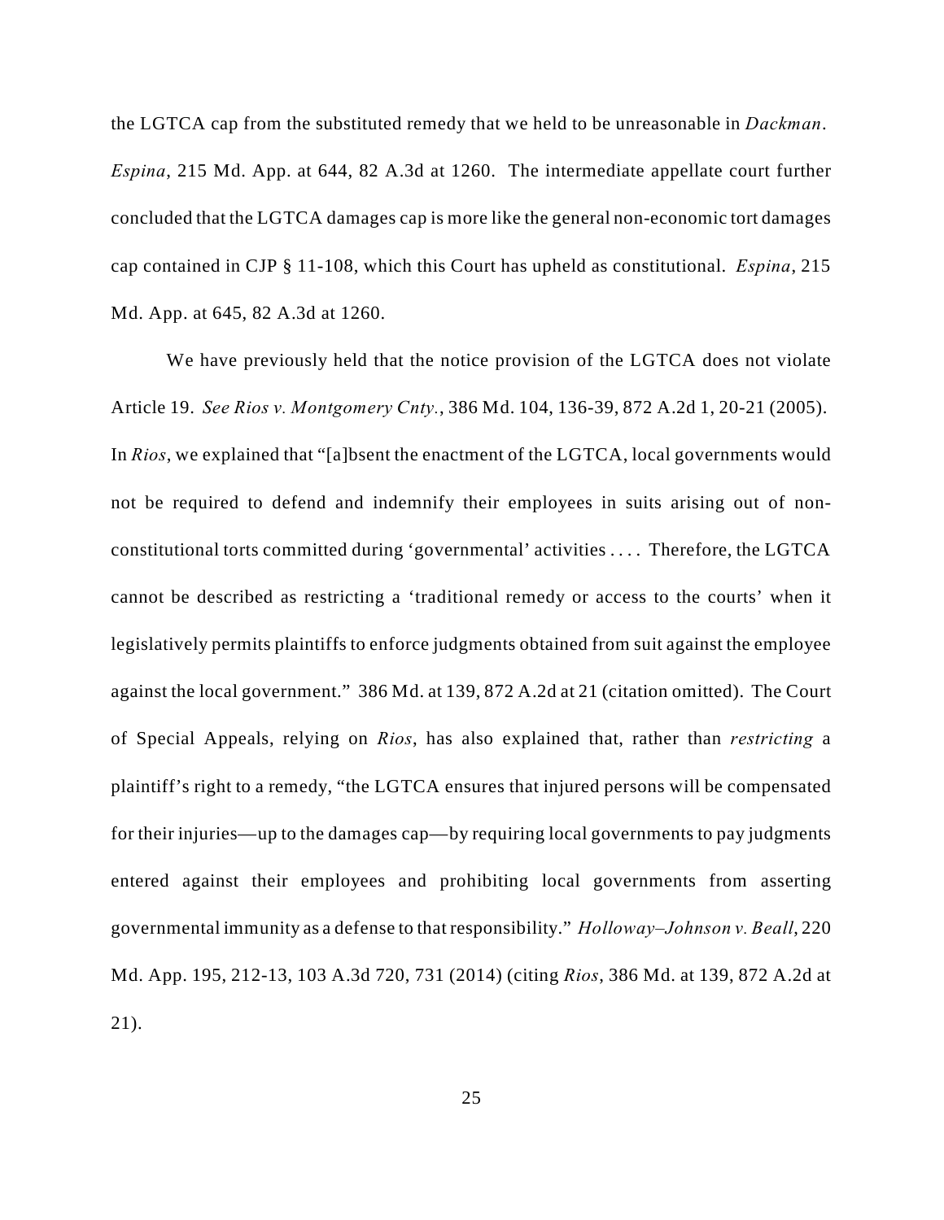the LGTCA cap from the substituted remedy that we held to be unreasonable in *Dackman*. *Espina*, 215 Md. App. at 644, 82 A.3d at 1260. The intermediate appellate court further concluded that the LGTCA damages cap is more like the general non-economic tort damages cap contained in CJP § 11-108, which this Court has upheld as constitutional. *Espina*, 215 Md. App. at 645, 82 A.3d at 1260.

We have previously held that the notice provision of the LGTCA does not violate Article 19. *See Rios v. Montgomery Cnty.*, 386 Md. 104, 136-39, 872 A.2d 1, 20-21 (2005). In *Rios*, we explained that "[a]bsent the enactment of the LGTCA, local governments would not be required to defend and indemnify their employees in suits arising out of non-constitutional torts committed during 'governmental' activities . . . . Therefore, the LGTCA cannot be described as restricting a 'traditional remedy or access to the courts' when it legislatively permits plaintiffs to enforce judgments obtained from suit against the employee against the local government." 386 Md. at 139, 872 A.2d at 21 (citation omitted). The Court of Special Appeals, relying on *Rios*, has also explained that, rather than *restricting* a plaintiff's right to a remedy, "the LGTCA ensures that injured persons will be compensated for their injuries—up to the damages cap—by requiring local governments to pay judgments entered against their employees and prohibiting local governments from asserting governmental immunity as a defense to that responsibility." *Holloway–Johnson v. Beall*, 220 Md. App. 195, 212-13, 103 A.3d 720, 731 (2014) (citing *Rios*, 386 Md. at 139, 872 A.2d at 21).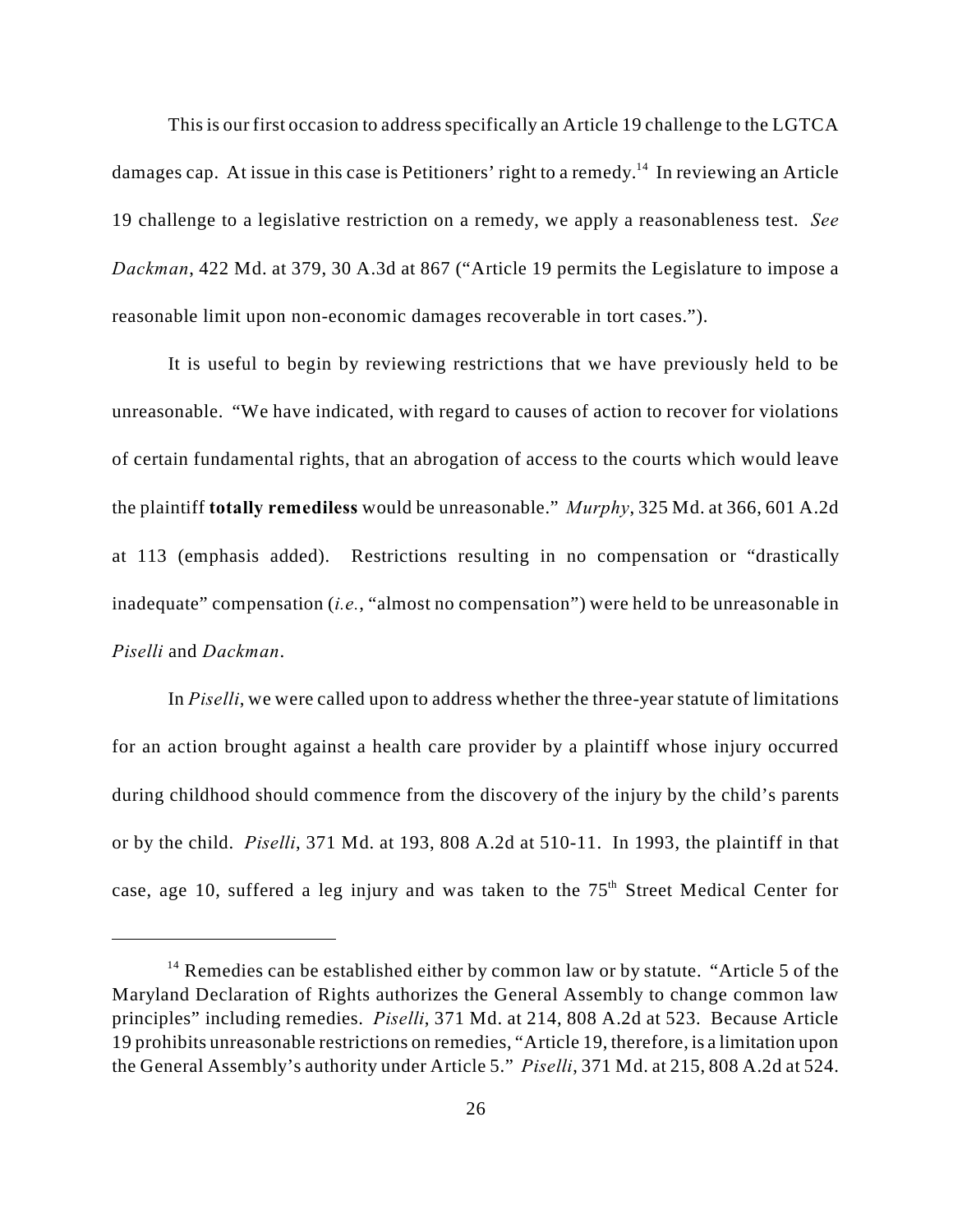This is our first occasion to address specifically an Article 19 challenge to the LGTCA damages cap. At issue in this case is Petitioners' right to a remedy.[14] In reviewing an Article 19 challenge to a legislative restriction on a remedy, we apply a reasonableness test. *See Dackman*, 422 Md. at 379, 30 A.3d at 867 ("Article 19 permits the Legislature to impose a reasonable limit upon non-economic damages recoverable in tort cases.").

It is useful to begin by reviewing restrictions that we have previously held to be unreasonable. "We have indicated, with regard to causes of action to recover for violations of certain fundamental rights, that an abrogation of access to the courts which would leave the plaintiff **totally remediless** would be unreasonable." *Murphy*, 325 Md. at 366, 601 A.2d at 113 (emphasis added). Restrictions resulting in no compensation or "drastically inadequate" compensation (*i.e.*, "almost no compensation") were held to be unreasonable in *Piselli* and *Dackman*.

In *Piselli*, we were called upon to address whether the three-year statute of limitations for an action brought against a health care provider by a plaintiff whose injury occurred during childhood should commence from the discovery of the injury by the child's parents or by the child. *Piselli*, 371 Md. at 193, 808 A.2d at 510-11. In 1993, the plaintiff in that case, age 10, suffered a leg injury and was taken to the 75th Street Medical Center for

---

[14] Remedies can be established either by common law or by statute. "Article 5 of the Maryland Declaration of Rights authorizes the General Assembly to change common law principles" including remedies. *Piselli*, 371 Md. at 214, 808 A.2d at 523. Because Article 19 prohibits unreasonable restrictions on remedies, "Article 19, therefore, is a limitation upon the General Assembly's authority under Article 5." *Piselli*, 371 Md. at 215, 808 A.2d at 524.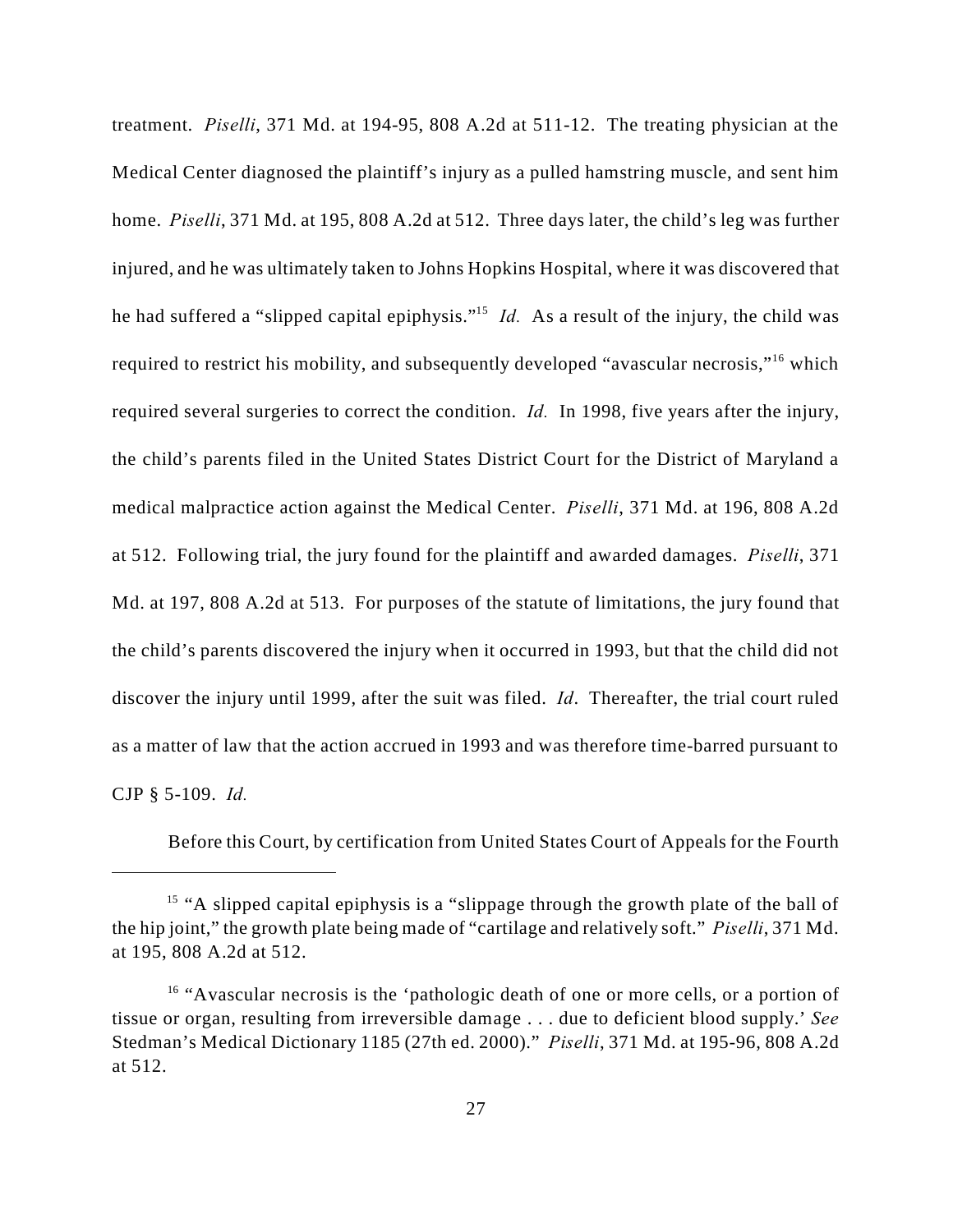treatment. *Piselli*, 371 Md. at 194-95, 808 A.2d at 511-12. The treating physician at the Medical Center diagnosed the plaintiff's injury as a pulled hamstring muscle, and sent him home. *Piselli*, 371 Md. at 195, 808 A.2d at 512. Three days later, the child's leg was further injured, and he was ultimately taken to Johns Hopkins Hospital, where it was discovered that he had suffered a "slipped capital epiphysis."[15] *Id.* As a result of the injury, the child was required to restrict his mobility, and subsequently developed "avascular necrosis,"[16] which required several surgeries to correct the condition. *Id.* In 1998, five years after the injury, the child's parents filed in the United States District Court for the District of Maryland a medical malpractice action against the Medical Center. *Piselli*, 371 Md. at 196, 808 A.2d at 512. Following trial, the jury found for the plaintiff and awarded damages. *Piselli*, 371 Md. at 197, 808 A.2d at 513. For purposes of the statute of limitations, the jury found that the child's parents discovered the injury when it occurred in 1993, but that the child did not discover the injury until 1999, after the suit was filed. *Id*. Thereafter, the trial court ruled as a matter of law that the action accrued in 1993 and was therefore time-barred pursuant to CJP § 5-109. *Id.*

Before this Court, by certification from United States Court of Appeals for the Fourth

---

[15] "A slipped capital epiphysis is a "slippage through the growth plate of the ball of the hip joint," the growth plate being made of "cartilage and relatively soft." *Piselli*, 371 Md. at 195, 808 A.2d at 512.

[16] "Avascular necrosis is the 'pathologic death of one or more cells, or a portion of tissue or organ, resulting from irreversible damage . . . due to deficient blood supply.' *See* Stedman's Medical Dictionary 1185 (27th ed. 2000)." *Piselli*, 371 Md. at 195-96, 808 A.2d at 512.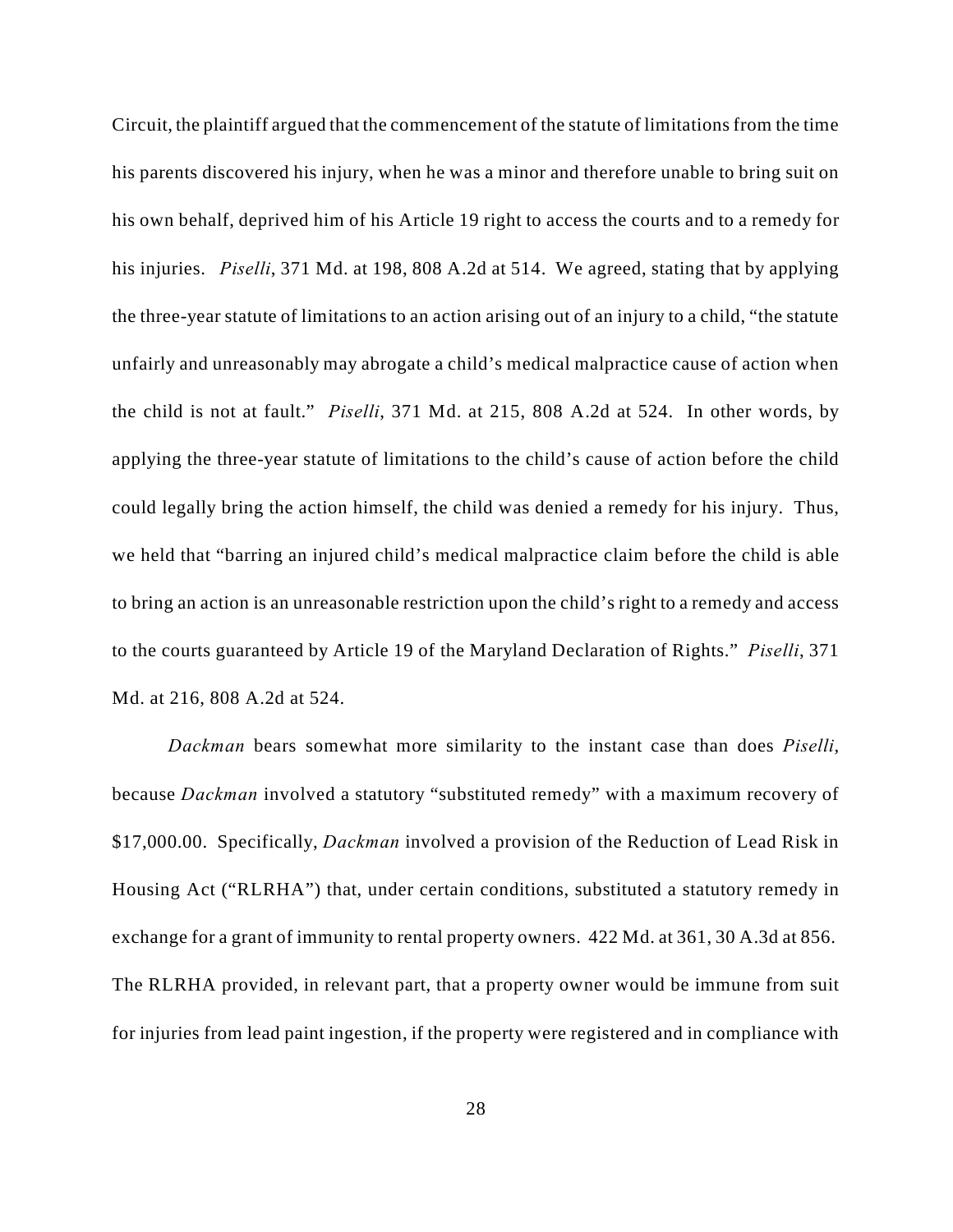Circuit, the plaintiff argued that the commencement of the statute of limitations from the time his parents discovered his injury, when he was a minor and therefore unable to bring suit on his own behalf, deprived him of his Article 19 right to access the courts and to a remedy for his injuries. *Piselli*, 371 Md. at 198, 808 A.2d at 514. We agreed, stating that by applying the three-year statute of limitations to an action arising out of an injury to a child, "the statute unfairly and unreasonably may abrogate a child's medical malpractice cause of action when the child is not at fault." *Piselli*, 371 Md. at 215, 808 A.2d at 524. In other words, by applying the three-year statute of limitations to the child's cause of action before the child could legally bring the action himself, the child was denied a remedy for his injury. Thus, we held that "barring an injured child's medical malpractice claim before the child is able to bring an action is an unreasonable restriction upon the child's right to a remedy and access to the courts guaranteed by Article 19 of the Maryland Declaration of Rights." *Piselli*, 371 Md. at 216, 808 A.2d at 524.

*Dackman* bears somewhat more similarity to the instant case than does *Piselli*, because *Dackman* involved a statutory "substituted remedy" with a maximum recovery of $17,000.00. Specifically, *Dackman* involved a provision of the Reduction of Lead Risk in Housing Act ("RLRHA") that, under certain conditions, substituted a statutory remedy in exchange for a grant of immunity to rental property owners. 422 Md. at 361, 30 A.3d at 856. The RLRHA provided, in relevant part, that a property owner would be immune from suit for injuries from lead paint ingestion, if the property were registered and in compliance with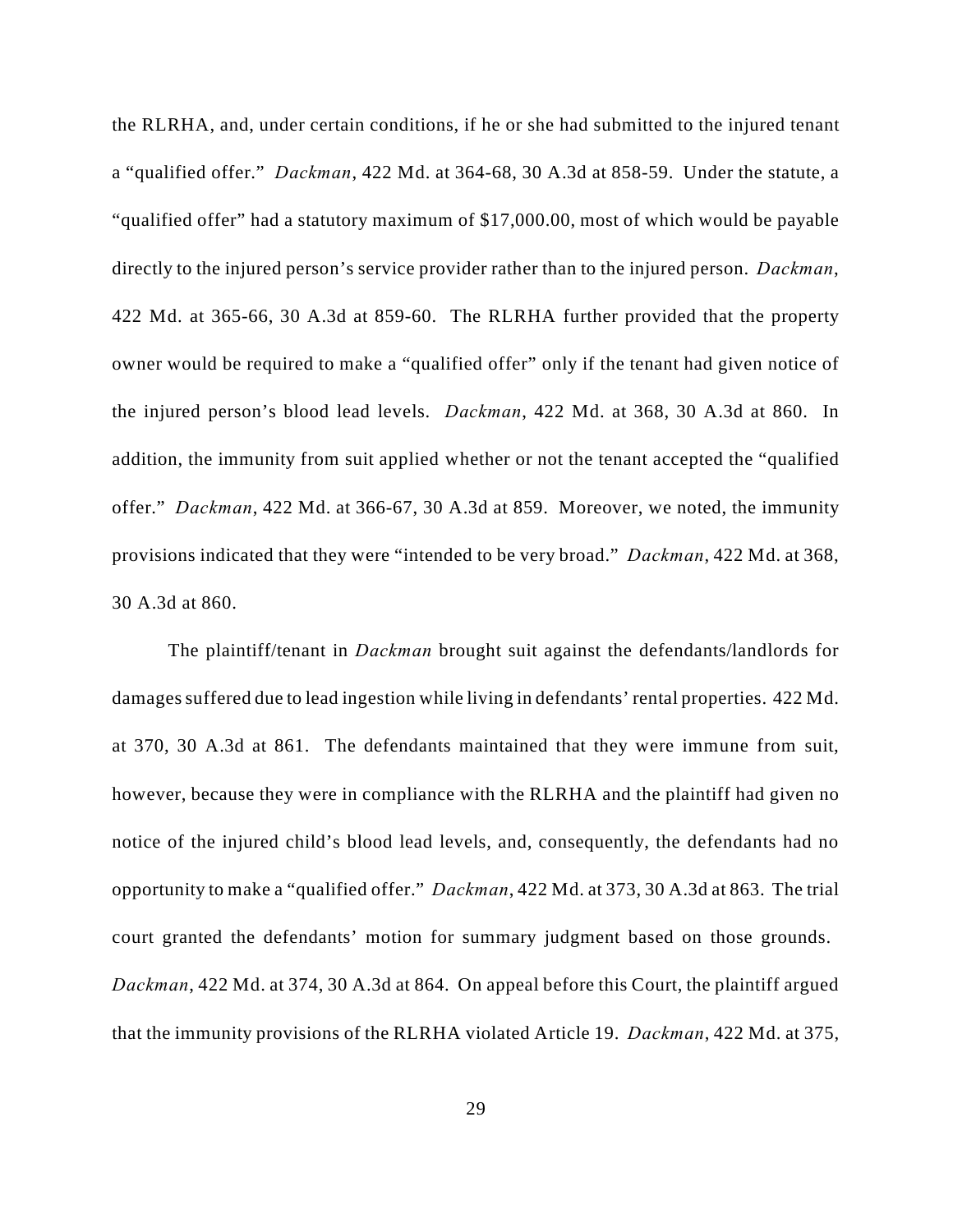the RLRHA, and, under certain conditions, if he or she had submitted to the injured tenant a "qualified offer." *Dackman*, 422 Md. at 364-68, 30 A.3d at 858-59. Under the statute, a "qualified offer" had a statutory maximum of $17,000.00, most of which would be payable directly to the injured person's service provider rather than to the injured person. *Dackman*, 422 Md. at 365-66, 30 A.3d at 859-60. The RLRHA further provided that the property owner would be required to make a "qualified offer" only if the tenant had given notice of the injured person's blood lead levels. *Dackman*, 422 Md. at 368, 30 A.3d at 860. In addition, the immunity from suit applied whether or not the tenant accepted the "qualified offer." *Dackman*, 422 Md. at 366-67, 30 A.3d at 859. Moreover, we noted, the immunity provisions indicated that they were "intended to be very broad." *Dackman*, 422 Md. at 368, 30 A.3d at 860.

The plaintiff/tenant in *Dackman* brought suit against the defendants/landlords for damages suffered due to lead ingestion while living in defendants' rental properties. 422 Md. at 370, 30 A.3d at 861. The defendants maintained that they were immune from suit, however, because they were in compliance with the RLRHA and the plaintiff had given no notice of the injured child's blood lead levels, and, consequently, the defendants had no opportunity to make a "qualified offer." *Dackman*, 422 Md. at 373, 30 A.3d at 863. The trial court granted the defendants' motion for summary judgment based on those grounds. *Dackman*, 422 Md. at 374, 30 A.3d at 864. On appeal before this Court, the plaintiff argued that the immunity provisions of the RLRHA violated Article 19. *Dackman*, 422 Md. at 375,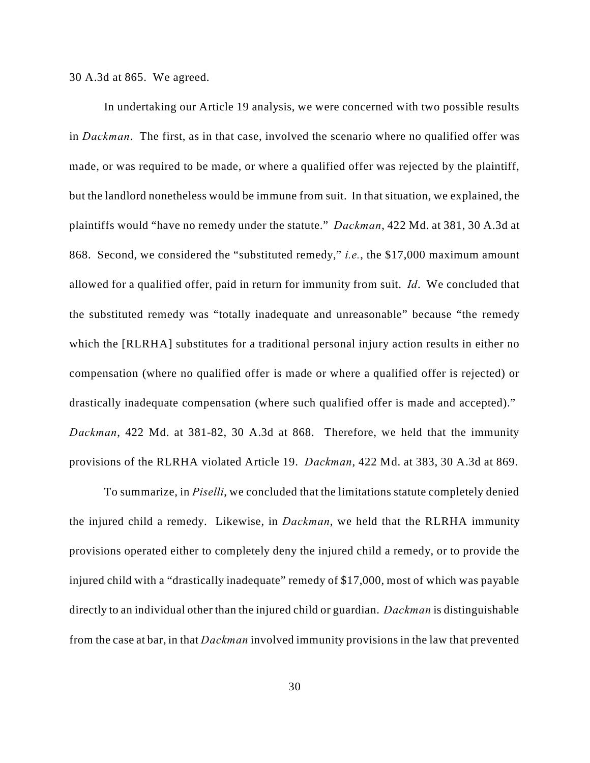30 A.3d at 865. We agreed.

In undertaking our Article 19 analysis, we were concerned with two possible results in *Dackman*. The first, as in that case, involved the scenario where no qualified offer was made, or was required to be made, or where a qualified offer was rejected by the plaintiff, but the landlord nonetheless would be immune from suit. In that situation, we explained, the plaintiffs would "have no remedy under the statute." *Dackman*, 422 Md. at 381, 30 A.3d at 868. Second, we considered the "substituted remedy," *i.e.*, the $17,000 maximum amount allowed for a qualified offer, paid in return for immunity from suit. *Id*. We concluded that the substituted remedy was "totally inadequate and unreasonable" because "the remedy which the [RLRHA] substitutes for a traditional personal injury action results in either no compensation (where no qualified offer is made or where a qualified offer is rejected) or drastically inadequate compensation (where such qualified offer is made and accepted)." *Dackman*, 422 Md. at 381-82, 30 A.3d at 868. Therefore, we held that the immunity provisions of the RLRHA violated Article 19. *Dackman*, 422 Md. at 383, 30 A.3d at 869.

To summarize, in *Piselli*, we concluded that the limitations statute completely denied the injured child a remedy. Likewise, in *Dackman*, we held that the RLRHA immunity provisions operated either to completely deny the injured child a remedy, or to provide the injured child with a "drastically inadequate" remedy of $17,000, most of which was payable directly to an individual other than the injured child or guardian. *Dackman* is distinguishable from the case at bar, in that *Dackman* involved immunity provisions in the law that prevented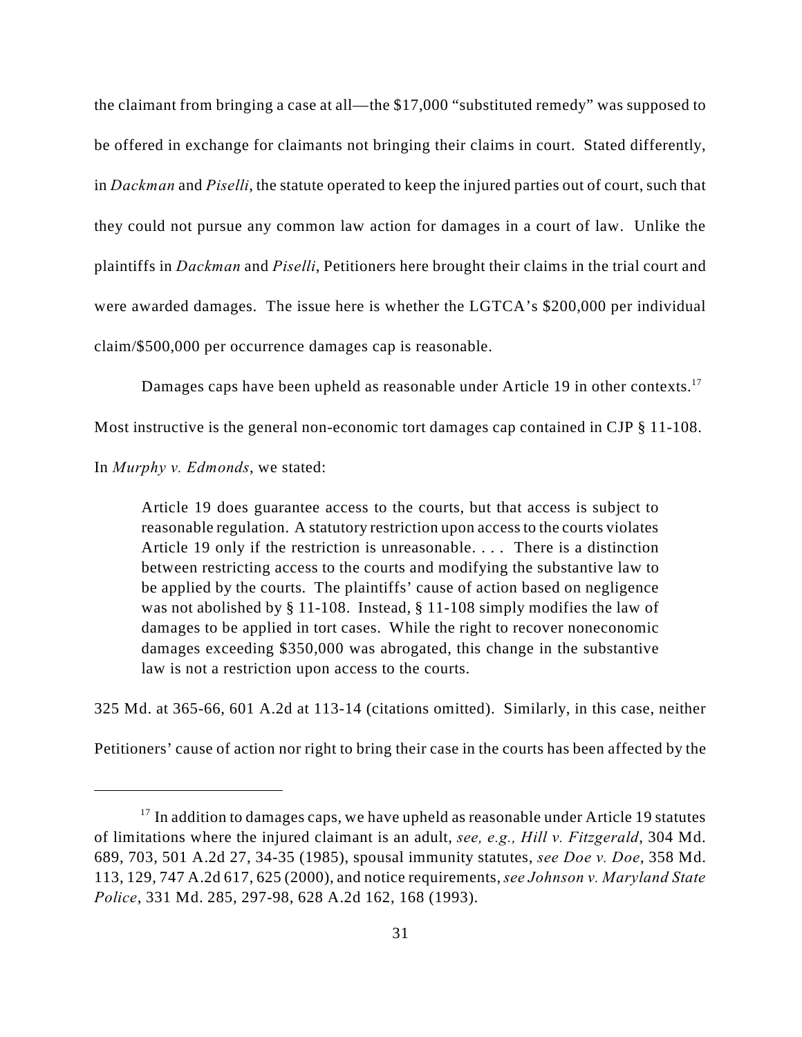the claimant from bringing a case at all—the $17,000 "substituted remedy" was supposed to be offered in exchange for claimants not bringing their claims in court. Stated differently, in *Dackman* and *Piselli*, the statute operated to keep the injured parties out of court, such that they could not pursue any common law action for damages in a court of law. Unlike the plaintiffs in *Dackman* and *Piselli*, Petitioners here brought their claims in the trial court and were awarded damages. The issue here is whether the LGTCA's $200,000 per individual claim/$500,000 per occurrence damages cap is reasonable.

Damages caps have been upheld as reasonable under Article 19 in other contexts.[17] Most instructive is the general non-economic tort damages cap contained in CJP § 11-108. In *Murphy v. Edmonds*, we stated:

> Article 19 does guarantee access to the courts, but that access is subject to reasonable regulation. A statutory restriction upon access to the courts violates Article 19 only if the restriction is unreasonable. . . . There is a distinction between restricting access to the courts and modifying the substantive law to be applied by the courts. The plaintiffs' cause of action based on negligence was not abolished by § 11-108. Instead, § 11-108 simply modifies the law of damages to be applied in tort cases. While the right to recover noneconomic damages exceeding $350,000 was abrogated, this change in the substantive law is not a restriction upon access to the courts.

325 Md. at 365-66, 601 A.2d at 113-14 (citations omitted). Similarly, in this case, neither Petitioners' cause of action nor right to bring their case in the courts has been affected by the

---

[17] In addition to damages caps, we have upheld as reasonable under Article 19 statutes of limitations where the injured claimant is an adult, *see, e.g., Hill v. Fitzgerald*, 304 Md. 689, 703, 501 A.2d 27, 34-35 (1985), spousal immunity statutes, *see Doe v. Doe*, 358 Md. 113, 129, 747 A.2d 617, 625 (2000), and notice requirements, *see Johnson v. Maryland State Police*, 331 Md. 285, 297-98, 628 A.2d 162, 168 (1993).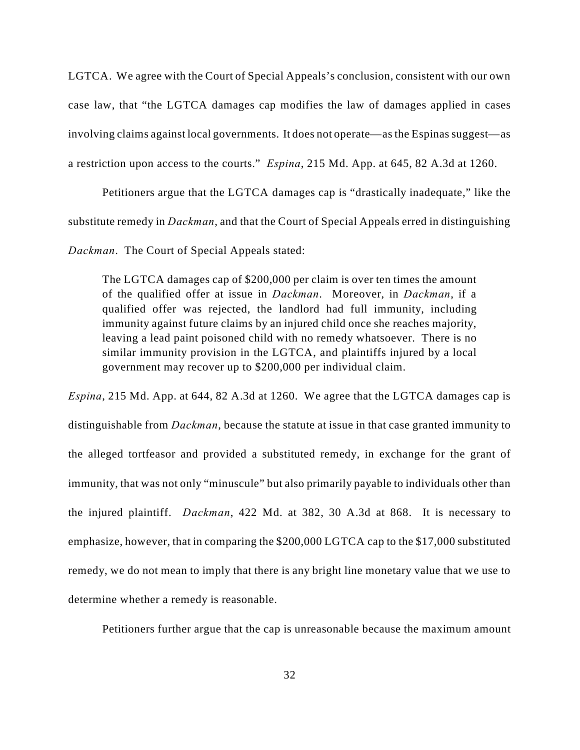LGTCA. We agree with the Court of Special Appeals's conclusion, consistent with our own case law, that "the LGTCA damages cap modifies the law of damages applied in cases involving claims against local governments. It does not operate—as the Espinas suggest—as a restriction upon access to the courts." *Espina*, 215 Md. App. at 645, 82 A.3d at 1260.

Petitioners argue that the LGTCA damages cap is "drastically inadequate," like the substitute remedy in *Dackman*, and that the Court of Special Appeals erred in distinguishing *Dackman*. The Court of Special Appeals stated:

> The LGTCA damages cap of $200,000 per claim is over ten times the amount of the qualified offer at issue in *Dackman*. Moreover, in *Dackman*, if a qualified offer was rejected, the landlord had full immunity, including immunity against future claims by an injured child once she reaches majority, leaving a lead paint poisoned child with no remedy whatsoever. There is no similar immunity provision in the LGTCA, and plaintiffs injured by a local government may recover up to $200,000 per individual claim.

*Espina*, 215 Md. App. at 644, 82 A.3d at 1260. We agree that the LGTCA damages cap is distinguishable from *Dackman*, because the statute at issue in that case granted immunity to the alleged tortfeasor and provided a substituted remedy, in exchange for the grant of immunity, that was not only "minuscule" but also primarily payable to individuals other than the injured plaintiff. *Dackman*, 422 Md. at 382, 30 A.3d at 868. It is necessary to emphasize, however, that in comparing the $200,000 LGTCA cap to the $17,000 substituted remedy, we do not mean to imply that there is any bright line monetary value that we use to determine whether a remedy is reasonable.

Petitioners further argue that the cap is unreasonable because the maximum amount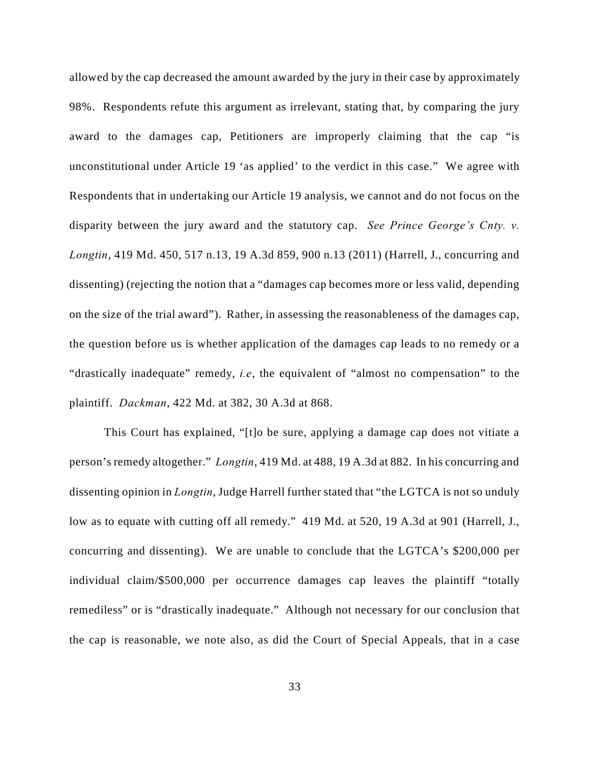allowed by the cap decreased the amount awarded by the jury in their case by approximately 98%. Respondents refute this argument as irrelevant, stating that, by comparing the jury award to the damages cap, Petitioners are improperly claiming that the cap "is unconstitutional under Article 19 'as applied' to the verdict in this case." We agree with Respondents that in undertaking our Article 19 analysis, we cannot and do not focus on the disparity between the jury award and the statutory cap. *See Prince George's Cnty. v. Longtin*, 419 Md. 450, 517 n.13, 19 A.3d 859, 900 n.13 (2011) (Harrell, J., concurring and dissenting) (rejecting the notion that a "damages cap becomes more or less valid, depending on the size of the trial award"). Rather, in assessing the reasonableness of the damages cap, the question before us is whether application of the damages cap leads to no remedy or a "drastically inadequate" remedy, *i.e*, the equivalent of "almost no compensation" to the plaintiff. *Dackman*, 422 Md. at 382, 30 A.3d at 868.

This Court has explained, "[t]o be sure, applying a damage cap does not vitiate a person's remedy altogether." *Longtin*, 419 Md. at 488, 19 A.3d at 882. In his concurring and dissenting opinion in *Longtin*, Judge Harrell further stated that "the LGTCA is not so unduly low as to equate with cutting off all remedy." 419 Md. at 520, 19 A.3d at 901 (Harrell, J., concurring and dissenting). We are unable to conclude that the LGTCA's $200,000 per individual claim/$500,000 per occurrence damages cap leaves the plaintiff "totally remediless" or is "drastically inadequate." Although not necessary for our conclusion that the cap is reasonable, we note also, as did the Court of Special Appeals, that in a case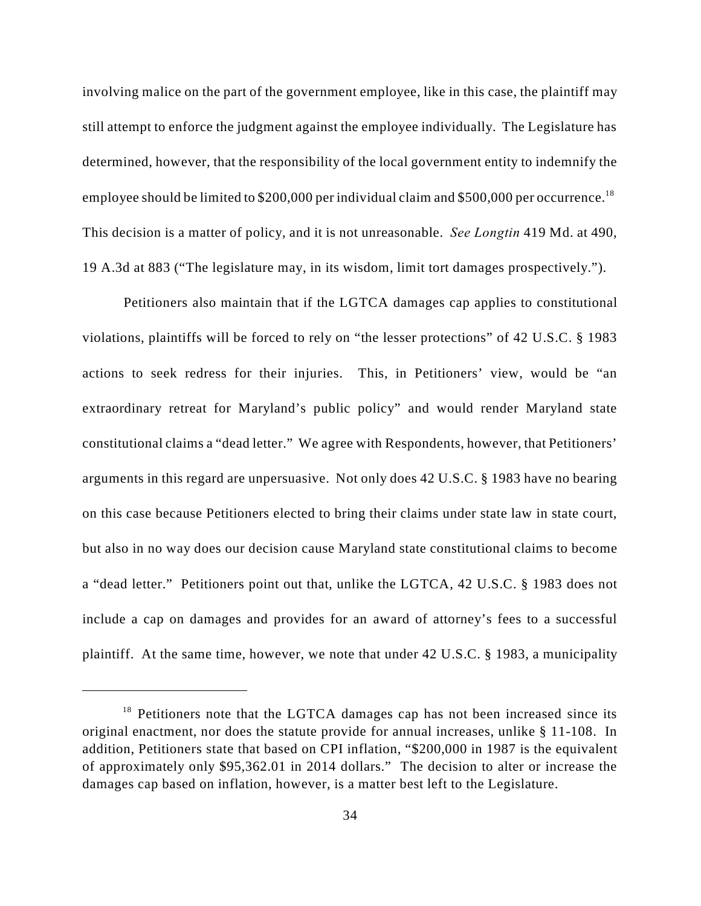involving malice on the part of the government employee, like in this case, the plaintiff may still attempt to enforce the judgment against the employee individually. The Legislature has determined, however, that the responsibility of the local government entity to indemnify the employee should be limited to $200,000 per individual claim and $500,000 per occurrence.[18] This decision is a matter of policy, and it is not unreasonable. *See Longtin* 419 Md. at 490, 19 A.3d at 883 ("The legislature may, in its wisdom, limit tort damages prospectively.").

Petitioners also maintain that if the LGTCA damages cap applies to constitutional violations, plaintiffs will be forced to rely on "the lesser protections" of 42 U.S.C. § 1983 actions to seek redress for their injuries. This, in Petitioners' view, would be "an extraordinary retreat for Maryland's public policy" and would render Maryland state constitutional claims a "dead letter." We agree with Respondents, however, that Petitioners' arguments in this regard are unpersuasive. Not only does 42 U.S.C. § 1983 have no bearing on this case because Petitioners elected to bring their claims under state law in state court, but also in no way does our decision cause Maryland state constitutional claims to become a "dead letter." Petitioners point out that, unlike the LGTCA, 42 U.S.C. § 1983 does not include a cap on damages and provides for an award of attorney's fees to a successful plaintiff. At the same time, however, we note that under 42 U.S.C. § 1983, a municipality

[18] Petitioners note that the LGTCA damages cap has not been increased since its original enactment, nor does the statute provide for annual increases, unlike § 11-108. In addition, Petitioners state that based on CPI inflation, "$200,000 in 1987 is the equivalent of approximately only $95,362.01 in 2014 dollars." The decision to alter or increase the damages cap based on inflation, however, is a matter best left to the Legislature.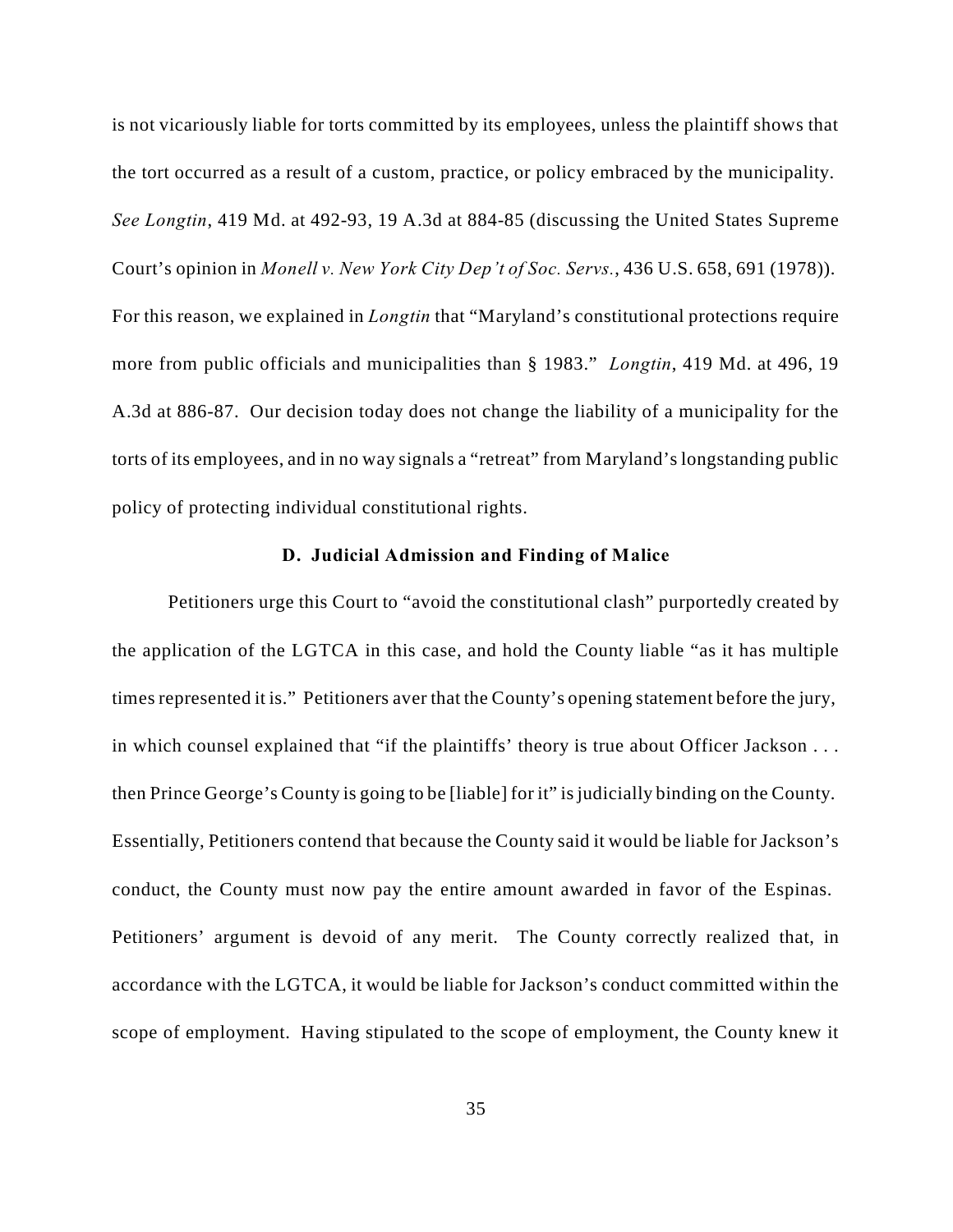is not vicariously liable for torts committed by its employees, unless the plaintiff shows that the tort occurred as a result of a custom, practice, or policy embraced by the municipality. *See Longtin*, 419 Md. at 492-93, 19 A.3d at 884-85 (discussing the United States Supreme Court's opinion in *Monell v. New York City Dep't of Soc. Servs.*, 436 U.S. 658, 691 (1978)). For this reason, we explained in *Longtin* that "Maryland's constitutional protections require more from public officials and municipalities than § 1983." *Longtin*, 419 Md. at 496, 19 A.3d at 886-87. Our decision today does not change the liability of a municipality for the torts of its employees, and in no way signals a "retreat" from Maryland's longstanding public policy of protecting individual constitutional rights.

### D. Judicial Admission and Finding of Malice

Petitioners urge this Court to "avoid the constitutional clash" purportedly created by the application of the LGTCA in this case, and hold the County liable "as it has multiple times represented it is." Petitioners aver that the County's opening statement before the jury, in which counsel explained that "if the plaintiffs' theory is true about Officer Jackson . . . then Prince George's County is going to be [liable] for it" is judicially binding on the County. Essentially, Petitioners contend that because the County said it would be liable for Jackson's conduct, the County must now pay the entire amount awarded in favor of the Espinas. Petitioners' argument is devoid of any merit. The County correctly realized that, in accordance with the LGTCA, it would be liable for Jackson's conduct committed within the scope of employment. Having stipulated to the scope of employment, the County knew it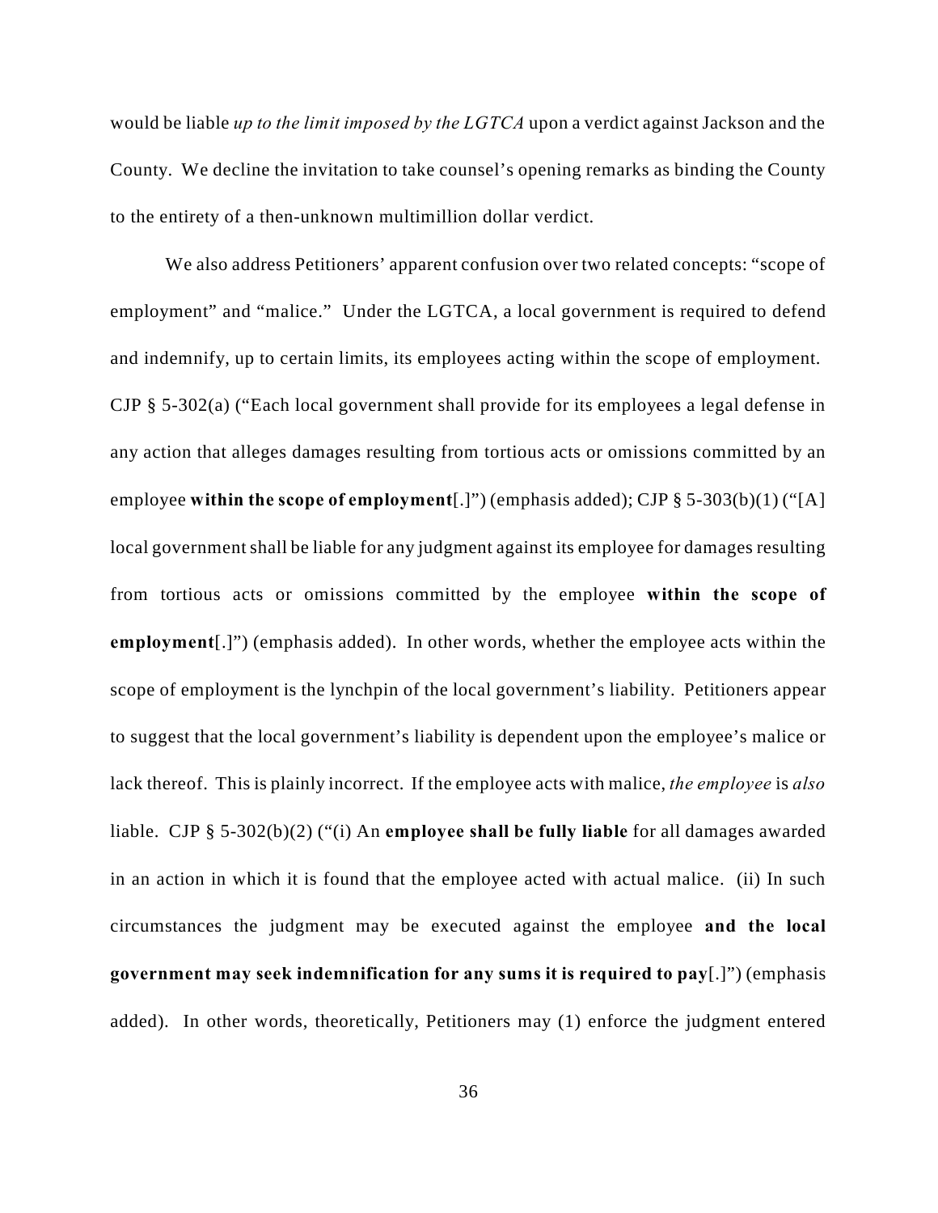would be liable *up to the limit imposed by the LGTCA* upon a verdict against Jackson and the County. We decline the invitation to take counsel's opening remarks as binding the County to the entirety of a then-unknown multimillion dollar verdict.

We also address Petitioners' apparent confusion over two related concepts: "scope of employment" and "malice." Under the LGTCA, a local government is required to defend and indemnify, up to certain limits, its employees acting within the scope of employment. CJP § 5-302(a) ("Each local government shall provide for its employees a legal defense in any action that alleges damages resulting from tortious acts or omissions committed by an employee **within the scope of employment**[.]") (emphasis added); CJP § 5-303(b)(1) ("[A] local government shall be liable for any judgment against its employee for damages resulting from tortious acts or omissions committed by the employee **within the scope of employment**[.]") (emphasis added). In other words, whether the employee acts within the scope of employment is the lynchpin of the local government's liability. Petitioners appear to suggest that the local government's liability is dependent upon the employee's malice or lack thereof. This is plainly incorrect. If the employee acts with malice, *the employee* is *also* liable. CJP § 5-302(b)(2) ("(i) An **employee shall be fully liable** for all damages awarded in an action in which it is found that the employee acted with actual malice. (ii) In such circumstances the judgment may be executed against the employee **and the local government may seek indemnification for any sums it is required to pay**[.]") (emphasis added). In other words, theoretically, Petitioners may (1) enforce the judgment entered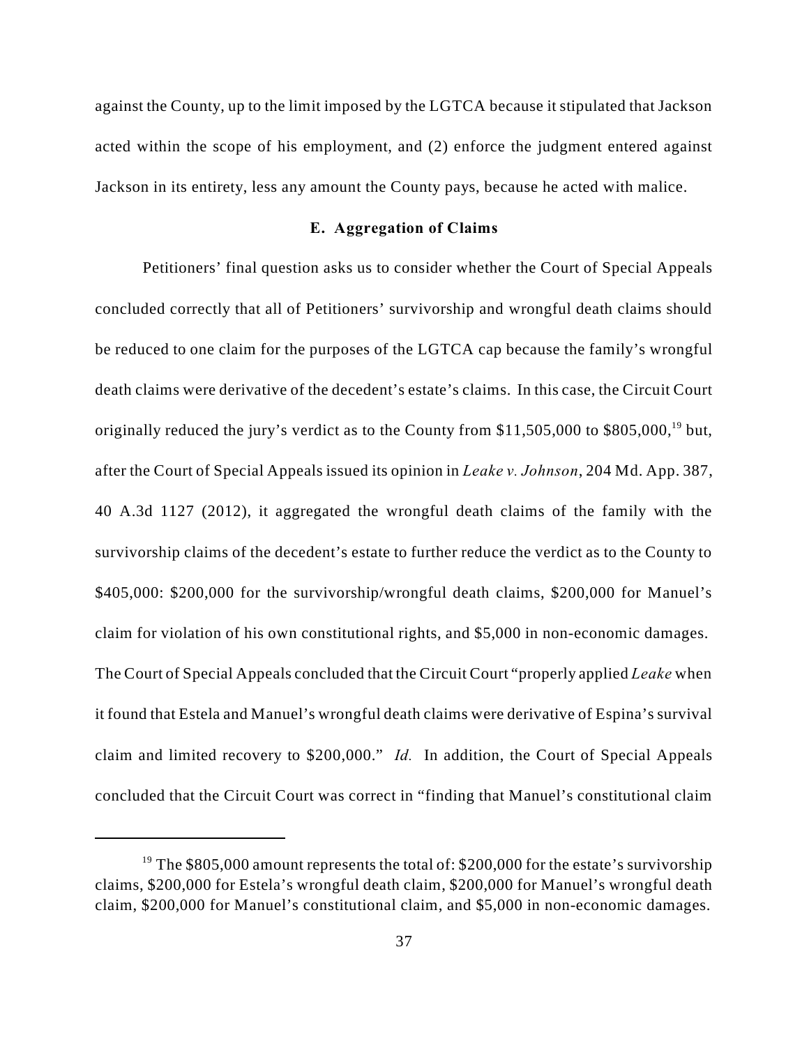against the County, up to the limit imposed by the LGTCA because it stipulated that Jackson acted within the scope of his employment, and (2) enforce the judgment entered against Jackson in its entirety, less any amount the County pays, because he acted with malice.

### E. Aggregation of Claims

Petitioners' final question asks us to consider whether the Court of Special Appeals concluded correctly that all of Petitioners' survivorship and wrongful death claims should be reduced to one claim for the purposes of the LGTCA cap because the family's wrongful death claims were derivative of the decedent's estate's claims. In this case, the Circuit Court originally reduced the jury's verdict as to the County from $11,505,000 to $805,000,[19] but, after the Court of Special Appeals issued its opinion in *Leake v. Johnson*, 204 Md. App. 387, 40 A.3d 1127 (2012), it aggregated the wrongful death claims of the family with the survivorship claims of the decedent's estate to further reduce the verdict as to the County to $405,000: $200,000 for the survivorship/wrongful death claims, $200,000 for Manuel's claim for violation of his own constitutional rights, and $5,000 in non-economic damages. The Court of Special Appeals concluded that the Circuit Court "properly applied *Leake* when it found that Estela and Manuel's wrongful death claims were derivative of Espina's survival claim and limited recovery to $200,000." *Id.* In addition, the Court of Special Appeals concluded that the Circuit Court was correct in "finding that Manuel's constitutional claim

---

[19] The $805,000 amount represents the total of: $200,000 for the estate's survivorship claims, $200,000 for Estela's wrongful death claim, $200,000 for Manuel's wrongful death claim, $200,000 for Manuel's constitutional claim, and $5,000 in non-economic damages.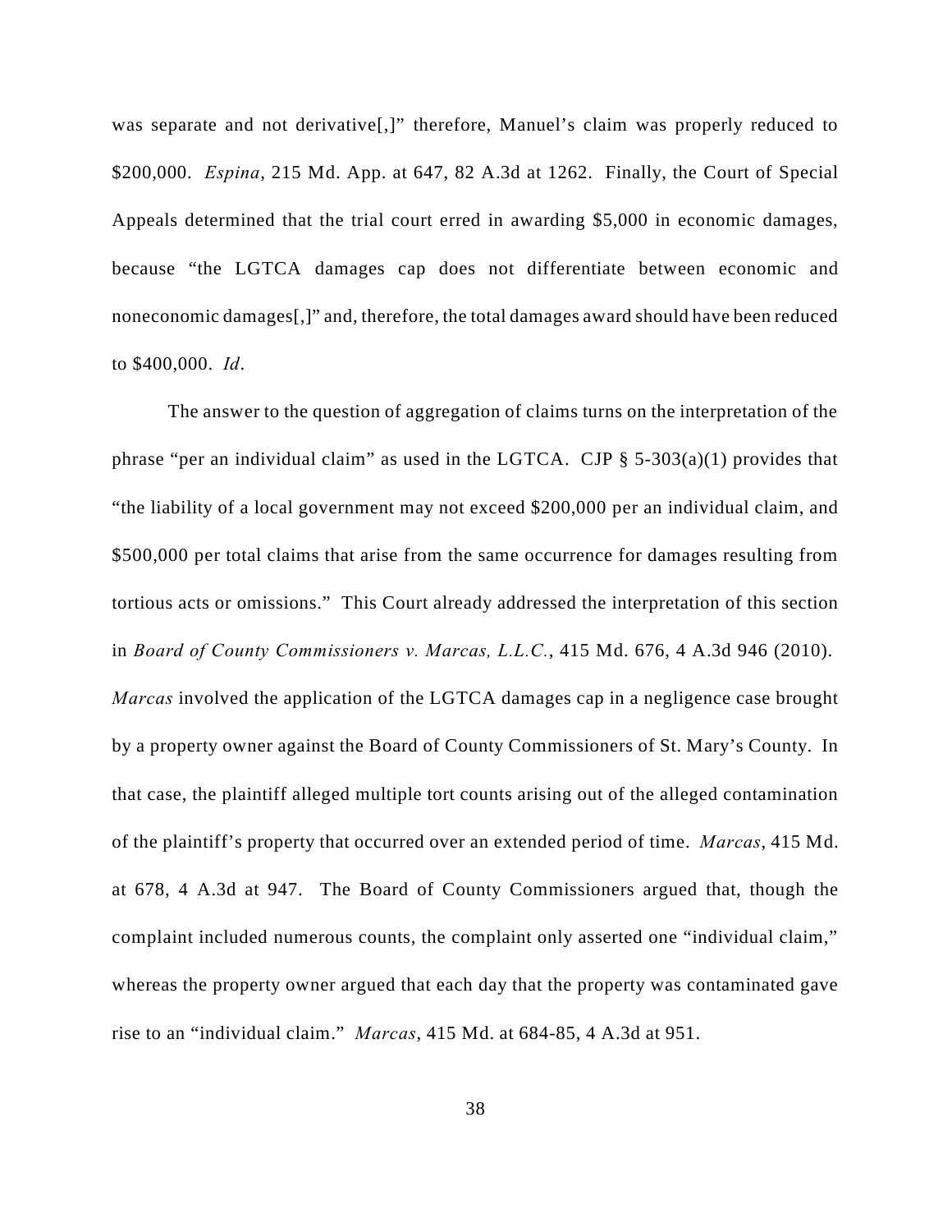was separate and not derivative[,]" therefore, Manuel's claim was properly reduced to $200,000. *Espina*, 215 Md. App. at 647, 82 A.3d at 1262. Finally, the Court of Special Appeals determined that the trial court erred in awarding $5,000 in economic damages, because "the LGTCA damages cap does not differentiate between economic and noneconomic damages[,]" and, therefore, the total damages award should have been reduced to $400,000. *Id*.

The answer to the question of aggregation of claims turns on the interpretation of the phrase "per an individual claim" as used in the LGTCA. CJP § 5-303(a)(1) provides that "the liability of a local government may not exceed $200,000 per an individual claim, and $500,000 per total claims that arise from the same occurrence for damages resulting from tortious acts or omissions." This Court already addressed the interpretation of this section in *Board of County Commissioners v. Marcas, L.L.C.*, 415 Md. 676, 4 A.3d 946 (2010). *Marcas* involved the application of the LGTCA damages cap in a negligence case brought by a property owner against the Board of County Commissioners of St. Mary's County. In that case, the plaintiff alleged multiple tort counts arising out of the alleged contamination of the plaintiff's property that occurred over an extended period of time. *Marcas*, 415 Md. at 678, 4 A.3d at 947. The Board of County Commissioners argued that, though the complaint included numerous counts, the complaint only asserted one "individual claim," whereas the property owner argued that each day that the property was contaminated gave rise to an "individual claim." *Marcas*, 415 Md. at 684-85, 4 A.3d at 951.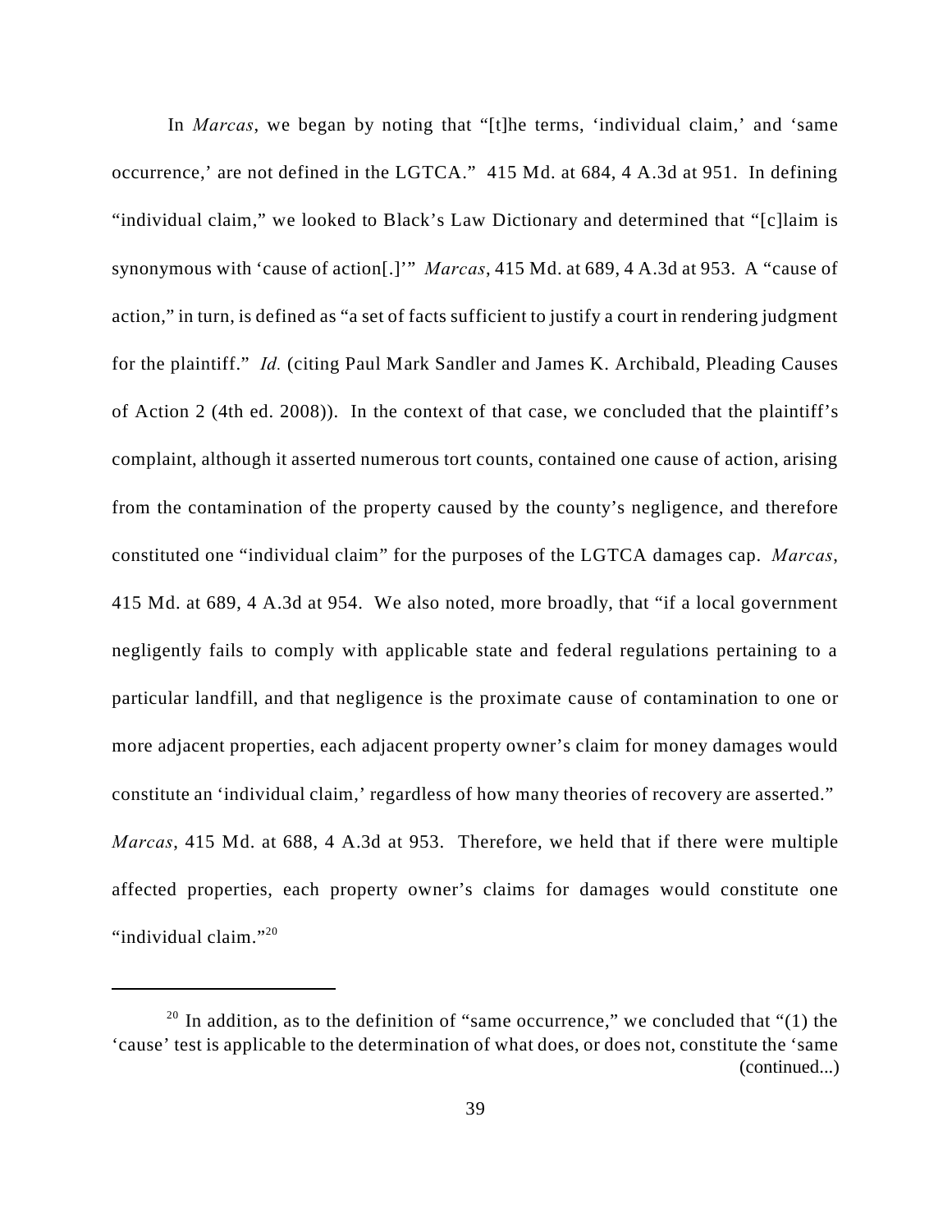In *Marcas*, we began by noting that "[t]he terms, 'individual claim,' and 'same occurrence,' are not defined in the LGTCA." 415 Md. at 684, 4 A.3d at 951. In defining "individual claim," we looked to Black's Law Dictionary and determined that "[c]laim is synonymous with 'cause of action[.]'" *Marcas*, 415 Md. at 689, 4 A.3d at 953. A "cause of action," in turn, is defined as "a set of facts sufficient to justify a court in rendering judgment for the plaintiff." *Id.* (citing Paul Mark Sandler and James K. Archibald, Pleading Causes of Action 2 (4th ed. 2008)). In the context of that case, we concluded that the plaintiff's complaint, although it asserted numerous tort counts, contained one cause of action, arising from the contamination of the property caused by the county's negligence, and therefore constituted one "individual claim" for the purposes of the LGTCA damages cap. *Marcas*, 415 Md. at 689, 4 A.3d at 954. We also noted, more broadly, that "if a local government negligently fails to comply with applicable state and federal regulations pertaining to a particular landfill, and that negligence is the proximate cause of contamination to one or more adjacent properties, each adjacent property owner's claim for money damages would constitute an 'individual claim,' regardless of how many theories of recovery are asserted." *Marcas*, 415 Md. at 688, 4 A.3d at 953. Therefore, we held that if there were multiple affected properties, each property owner's claims for damages would constitute one "individual claim."[20]

---

[20] In addition, as to the definition of "same occurrence," we concluded that "(1) the 'cause' test is applicable to the determination of what does, or does not, constitute the 'same (continued...)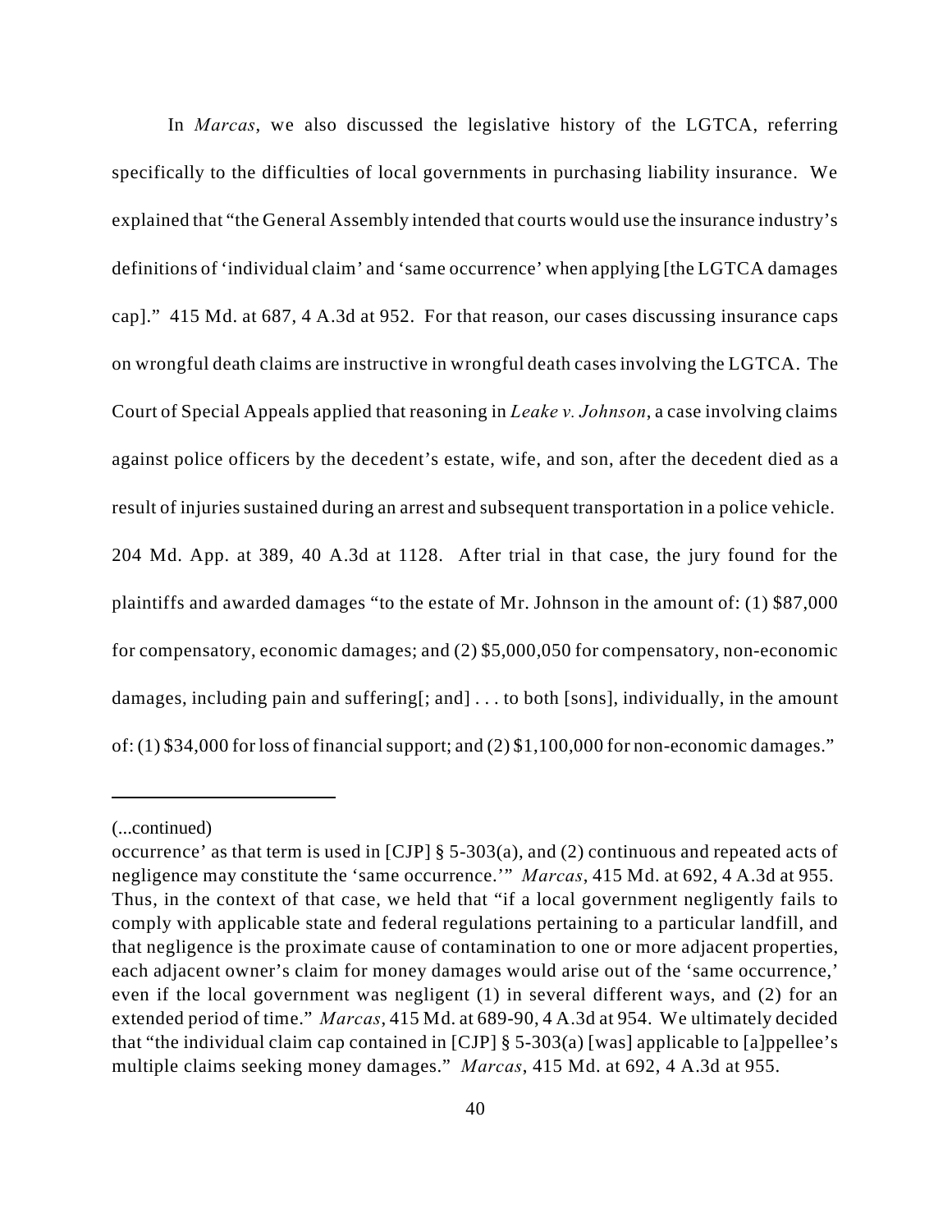In *Marcas*, we also discussed the legislative history of the LGTCA, referring specifically to the difficulties of local governments in purchasing liability insurance. We explained that "the General Assembly intended that courts would use the insurance industry's definitions of 'individual claim' and 'same occurrence' when applying [the LGTCA damages cap]." 415 Md. at 687, 4 A.3d at 952. For that reason, our cases discussing insurance caps on wrongful death claims are instructive in wrongful death cases involving the LGTCA. The Court of Special Appeals applied that reasoning in *Leake v. Johnson*, a case involving claims against police officers by the decedent's estate, wife, and son, after the decedent died as a result of injuries sustained during an arrest and subsequent transportation in a police vehicle. 204 Md. App. at 389, 40 A.3d at 1128. After trial in that case, the jury found for the plaintiffs and awarded damages "to the estate of Mr. Johnson in the amount of: (1) $87,000 for compensatory, economic damages; and (2) $5,000,050 for compensatory, non-economic damages, including pain and suffering[; and] . . . to both [sons], individually, in the amount of: (1) $34,000 for loss of financial support; and (2) $1,100,000 for non-economic damages."

---

(...continued)

occurrence' as that term is used in [CJP] § 5-303(a), and (2) continuous and repeated acts of negligence may constitute the 'same occurrence.'" *Marcas*, 415 Md. at 692, 4 A.3d at 955. Thus, in the context of that case, we held that "if a local government negligently fails to comply with applicable state and federal regulations pertaining to a particular landfill, and that negligence is the proximate cause of contamination to one or more adjacent properties, each adjacent owner's claim for money damages would arise out of the 'same occurrence,' even if the local government was negligent (1) in several different ways, and (2) for an extended period of time." *Marcas*, 415 Md. at 689-90, 4 A.3d at 954. We ultimately decided that "the individual claim cap contained in [CJP] § 5-303(a) [was] applicable to [a]ppellee's multiple claims seeking money damages." *Marcas*, 415 Md. at 692, 4 A.3d at 955.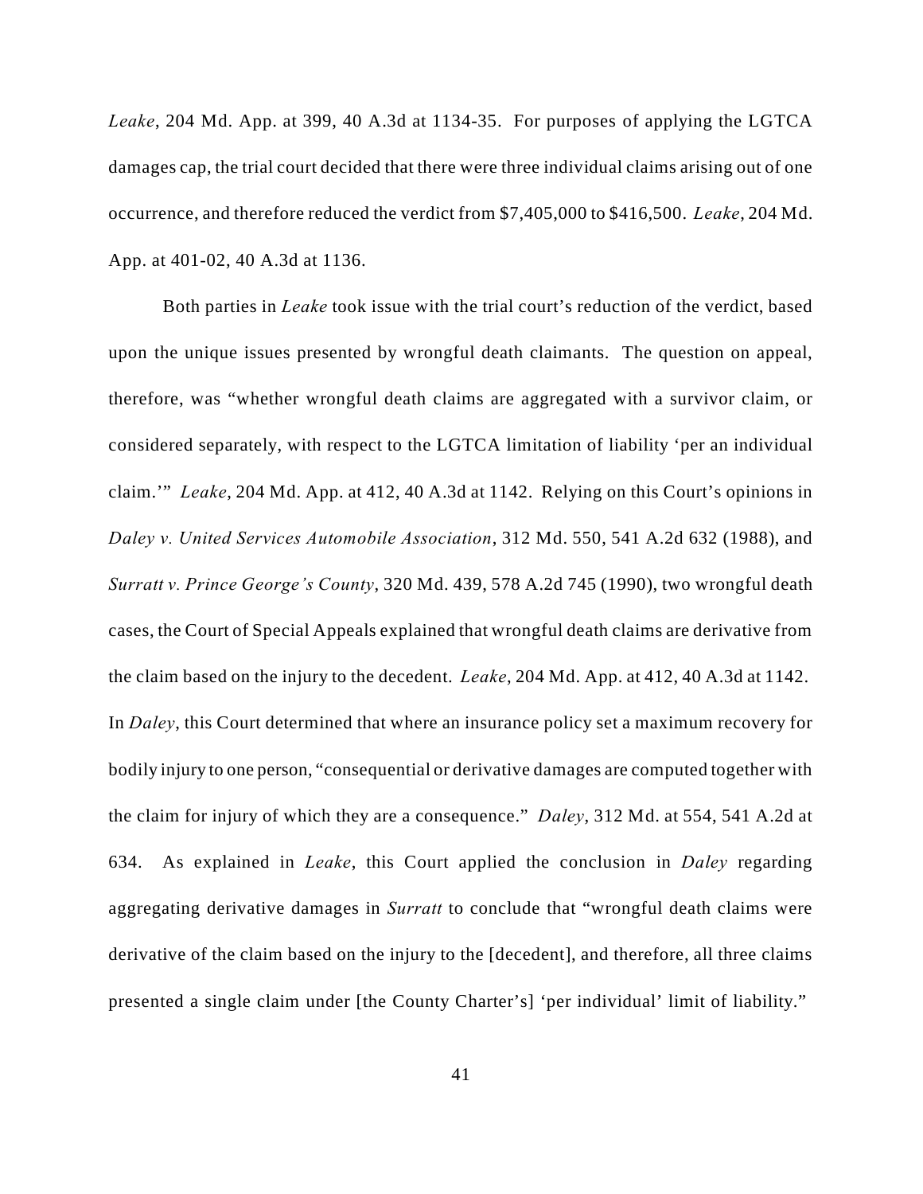*Leake*, 204 Md. App. at 399, 40 A.3d at 1134-35. For purposes of applying the LGTCA damages cap, the trial court decided that there were three individual claims arising out of one occurrence, and therefore reduced the verdict from $7,405,000 to $416,500. *Leake*, 204 Md. App. at 401-02, 40 A.3d at 1136.

Both parties in *Leake* took issue with the trial court's reduction of the verdict, based upon the unique issues presented by wrongful death claimants. The question on appeal, therefore, was "whether wrongful death claims are aggregated with a survivor claim, or considered separately, with respect to the LGTCA limitation of liability 'per an individual claim.'" *Leake*, 204 Md. App. at 412, 40 A.3d at 1142. Relying on this Court's opinions in *Daley v. United Services Automobile Association*, 312 Md. 550, 541 A.2d 632 (1988), and *Surratt v. Prince George's County*, 320 Md. 439, 578 A.2d 745 (1990), two wrongful death cases, the Court of Special Appeals explained that wrongful death claims are derivative from the claim based on the injury to the decedent. *Leake*, 204 Md. App. at 412, 40 A.3d at 1142. In *Daley*, this Court determined that where an insurance policy set a maximum recovery for bodily injury to one person, "consequential or derivative damages are computed together with the claim for injury of which they are a consequence." *Daley*, 312 Md. at 554, 541 A.2d at 634. As explained in *Leake*, this Court applied the conclusion in *Daley* regarding aggregating derivative damages in *Surratt* to conclude that "wrongful death claims were derivative of the claim based on the injury to the [decedent], and therefore, all three claims presented a single claim under [the County Charter's] 'per individual' limit of liability."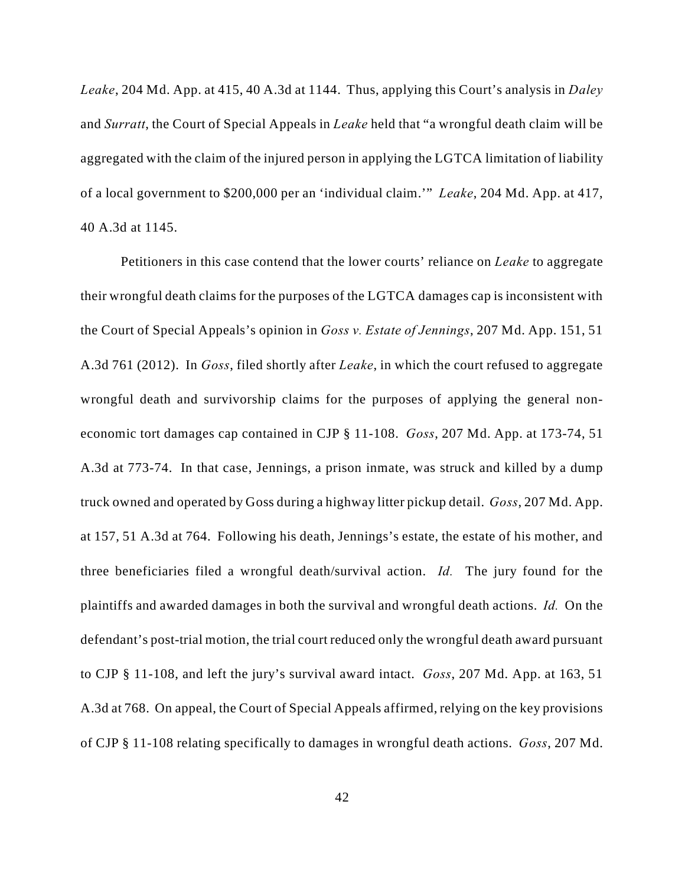*Leake*, 204 Md. App. at 415, 40 A.3d at 1144. Thus, applying this Court's analysis in *Daley* and *Surratt*, the Court of Special Appeals in *Leake* held that "a wrongful death claim will be aggregated with the claim of the injured person in applying the LGTCA limitation of liability of a local government to $200,000 per an 'individual claim.'" *Leake*, 204 Md. App. at 417, 40 A.3d at 1145.

Petitioners in this case contend that the lower courts' reliance on *Leake* to aggregate their wrongful death claims for the purposes of the LGTCA damages cap is inconsistent with the Court of Special Appeals's opinion in *Goss v. Estate of Jennings*, 207 Md. App. 151, 51 A.3d 761 (2012). In *Goss*, filed shortly after *Leake*, in which the court refused to aggregate wrongful death and survivorship claims for the purposes of applying the general non-economic tort damages cap contained in CJP § 11-108. *Goss*, 207 Md. App. at 173-74, 51 A.3d at 773-74. In that case, Jennings, a prison inmate, was struck and killed by a dump truck owned and operated by Goss during a highway litter pickup detail. *Goss*, 207 Md. App. at 157, 51 A.3d at 764. Following his death, Jennings's estate, the estate of his mother, and three beneficiaries filed a wrongful death/survival action. *Id.* The jury found for the plaintiffs and awarded damages in both the survival and wrongful death actions. *Id.* On the defendant's post-trial motion, the trial court reduced only the wrongful death award pursuant to CJP § 11-108, and left the jury's survival award intact. *Goss*, 207 Md. App. at 163, 51 A.3d at 768. On appeal, the Court of Special Appeals affirmed, relying on the key provisions of CJP § 11-108 relating specifically to damages in wrongful death actions. *Goss*, 207 Md.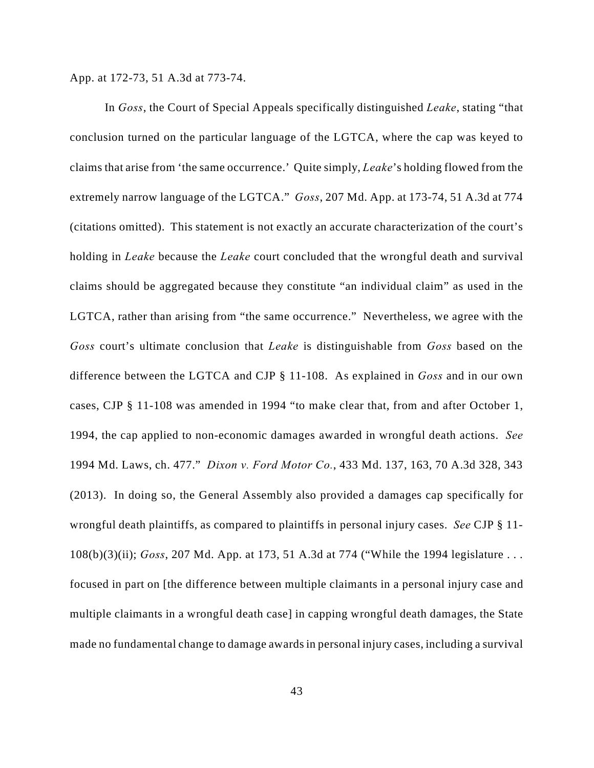App. at 172-73, 51 A.3d at 773-74.

In *Goss*, the Court of Special Appeals specifically distinguished *Leake*, stating "that conclusion turned on the particular language of the LGTCA, where the cap was keyed to claims that arise from 'the same occurrence.' Quite simply, *Leake*'s holding flowed from the extremely narrow language of the LGTCA." *Goss*, 207 Md. App. at 173-74, 51 A.3d at 774 (citations omitted). This statement is not exactly an accurate characterization of the court's holding in *Leake* because the *Leake* court concluded that the wrongful death and survival claims should be aggregated because they constitute "an individual claim" as used in the LGTCA, rather than arising from "the same occurrence." Nevertheless, we agree with the *Goss* court's ultimate conclusion that *Leake* is distinguishable from *Goss* based on the difference between the LGTCA and CJP § 11-108. As explained in *Goss* and in our own cases, CJP § 11-108 was amended in 1994 "to make clear that, from and after October 1, 1994, the cap applied to non-economic damages awarded in wrongful death actions. *See* 1994 Md. Laws, ch. 477." *Dixon v. Ford Motor Co.*, 433 Md. 137, 163, 70 A.3d 328, 343 (2013). In doing so, the General Assembly also provided a damages cap specifically for wrongful death plaintiffs, as compared to plaintiffs in personal injury cases. *See* CJP § 11-108(b)(3)(ii); *Goss*, 207 Md. App. at 173, 51 A.3d at 774 ("While the 1994 legislature . . . focused in part on [the difference between multiple claimants in a personal injury case and multiple claimants in a wrongful death case] in capping wrongful death damages, the State made no fundamental change to damage awards in personal injury cases, including a survival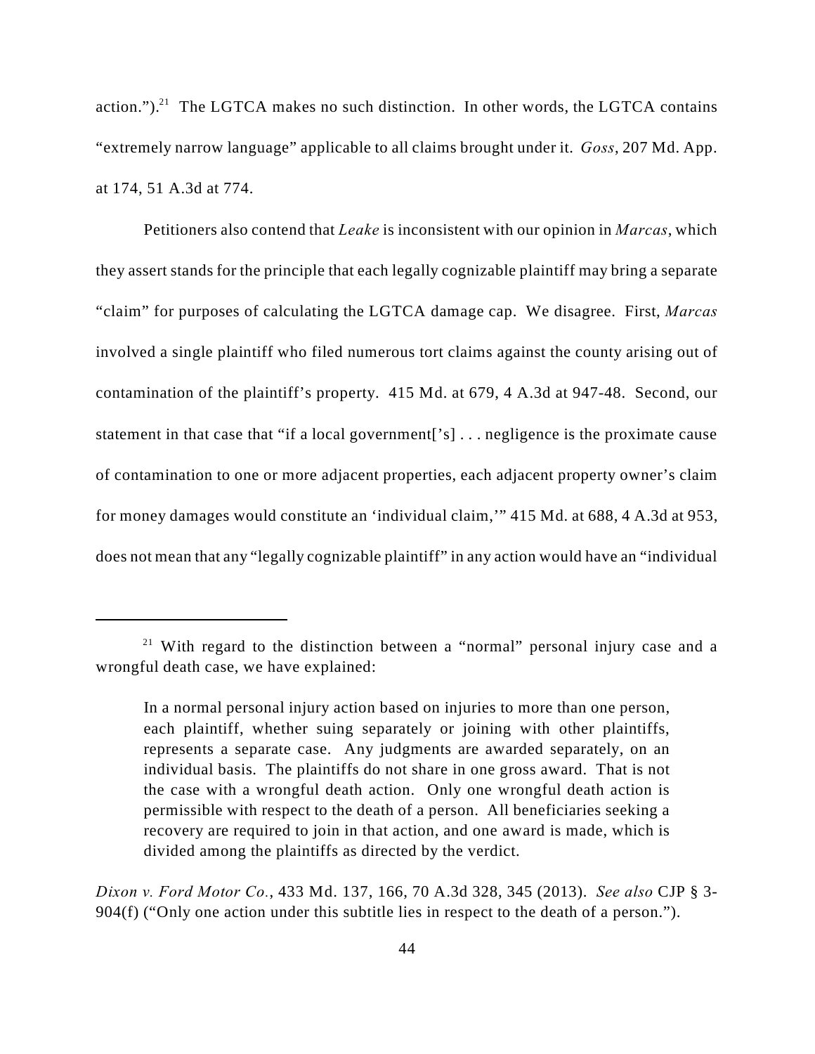action.").[21] The LGTCA makes no such distinction. In other words, the LGTCA contains "extremely narrow language" applicable to all claims brought under it. *Goss*, 207 Md. App. at 174, 51 A.3d at 774.

Petitioners also contend that *Leake* is inconsistent with our opinion in *Marcas*, which they assert stands for the principle that each legally cognizable plaintiff may bring a separate "claim" for purposes of calculating the LGTCA damage cap. We disagree. First, *Marcas* involved a single plaintiff who filed numerous tort claims against the county arising out of contamination of the plaintiff's property. 415 Md. at 679, 4 A.3d at 947-48. Second, our statement in that case that "if a local government['s] . . . negligence is the proximate cause of contamination to one or more adjacent properties, each adjacent property owner's claim for money damages would constitute an 'individual claim,'" 415 Md. at 688, 4 A.3d at 953, does not mean that any "legally cognizable plaintiff" in any action would have an "individual

---

[21] With regard to the distinction between a "normal" personal injury case and a wrongful death case, we have explained:

> In a normal personal injury action based on injuries to more than one person, each plaintiff, whether suing separately or joining with other plaintiffs, represents a separate case. Any judgments are awarded separately, on an individual basis. The plaintiffs do not share in one gross award. That is not the case with a wrongful death action. Only one wrongful death action is permissible with respect to the death of a person. All beneficiaries seeking a recovery are required to join in that action, and one award is made, which is divided among the plaintiffs as directed by the verdict.

*Dixon v. Ford Motor Co.*, 433 Md. 137, 166, 70 A.3d 328, 345 (2013). *See also* CJP § 3-904(f) ("Only one action under this subtitle lies in respect to the death of a person.").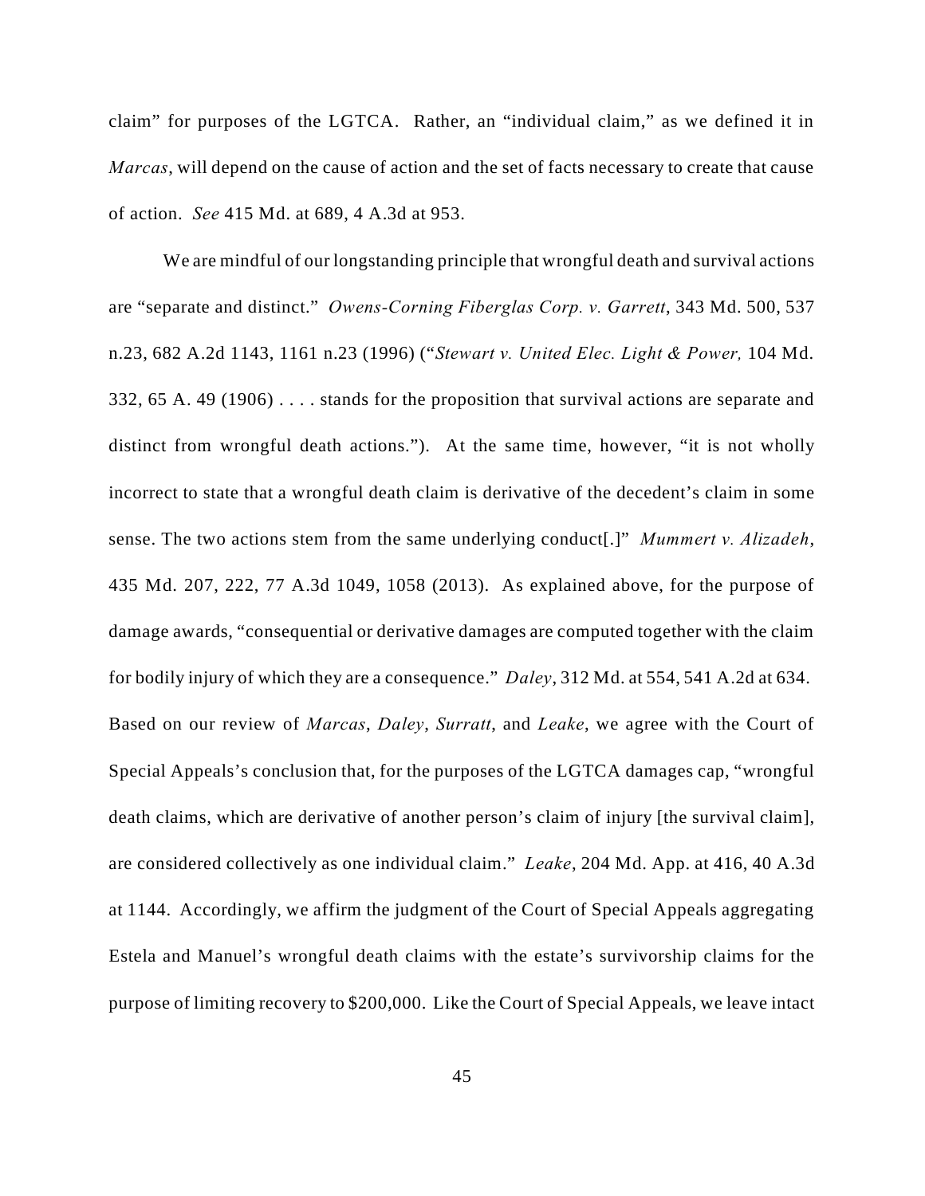claim" for purposes of the LGTCA. Rather, an "individual claim," as we defined it in *Marcas*, will depend on the cause of action and the set of facts necessary to create that cause of action. *See* 415 Md. at 689, 4 A.3d at 953.

We are mindful of our longstanding principle that wrongful death and survival actions are "separate and distinct." *Owens-Corning Fiberglas Corp. v. Garrett*, 343 Md. 500, 537 n.23, 682 A.2d 1143, 1161 n.23 (1996) ("*Stewart v. United Elec. Light & Power,* 104 Md. 332, 65 A. 49 (1906) . . . . stands for the proposition that survival actions are separate and distinct from wrongful death actions."). At the same time, however, "it is not wholly incorrect to state that a wrongful death claim is derivative of the decedent's claim in some sense. The two actions stem from the same underlying conduct[.]" *Mummert v. Alizadeh*, 435 Md. 207, 222, 77 A.3d 1049, 1058 (2013). As explained above, for the purpose of damage awards, "consequential or derivative damages are computed together with the claim for bodily injury of which they are a consequence." *Daley*, 312 Md. at 554, 541 A.2d at 634. Based on our review of *Marcas*, *Daley*, *Surratt*, and *Leake*, we agree with the Court of Special Appeals's conclusion that, for the purposes of the LGTCA damages cap, "wrongful death claims, which are derivative of another person's claim of injury [the survival claim], are considered collectively as one individual claim." *Leake*, 204 Md. App. at 416, 40 A.3d at 1144. Accordingly, we affirm the judgment of the Court of Special Appeals aggregating Estela and Manuel's wrongful death claims with the estate's survivorship claims for the purpose of limiting recovery to $200,000. Like the Court of Special Appeals, we leave intact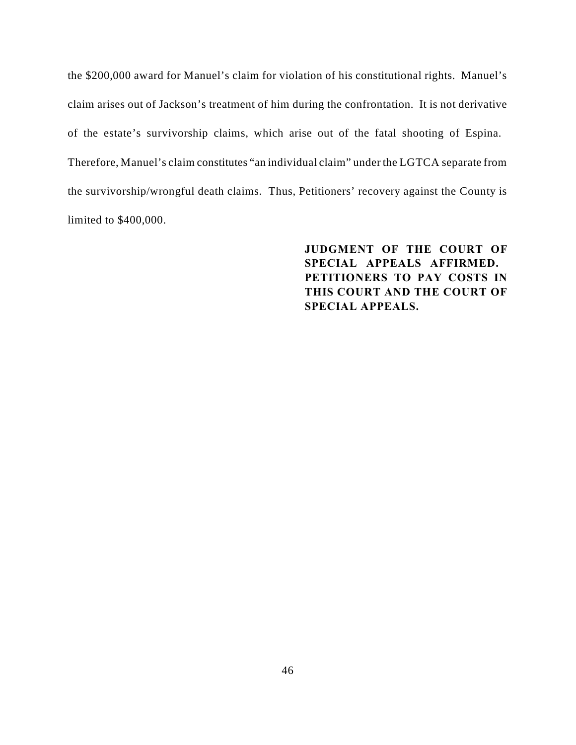the $200,000 award for Manuel's claim for violation of his constitutional rights. Manuel's claim arises out of Jackson's treatment of him during the confrontation. It is not derivative of the estate's survivorship claims, which arise out of the fatal shooting of Espina. Therefore, Manuel's claim constitutes "an individual claim" under the LGTCA separate from the survivorship/wrongful death claims. Thus, Petitioners' recovery against the County is limited to $400,000.

**JUDGMENT OF THE COURT OF SPECIAL APPEALS AFFIRMED. PETITIONERS TO PAY COSTS IN THIS COURT AND THE COURT OF SPECIAL APPEALS.**